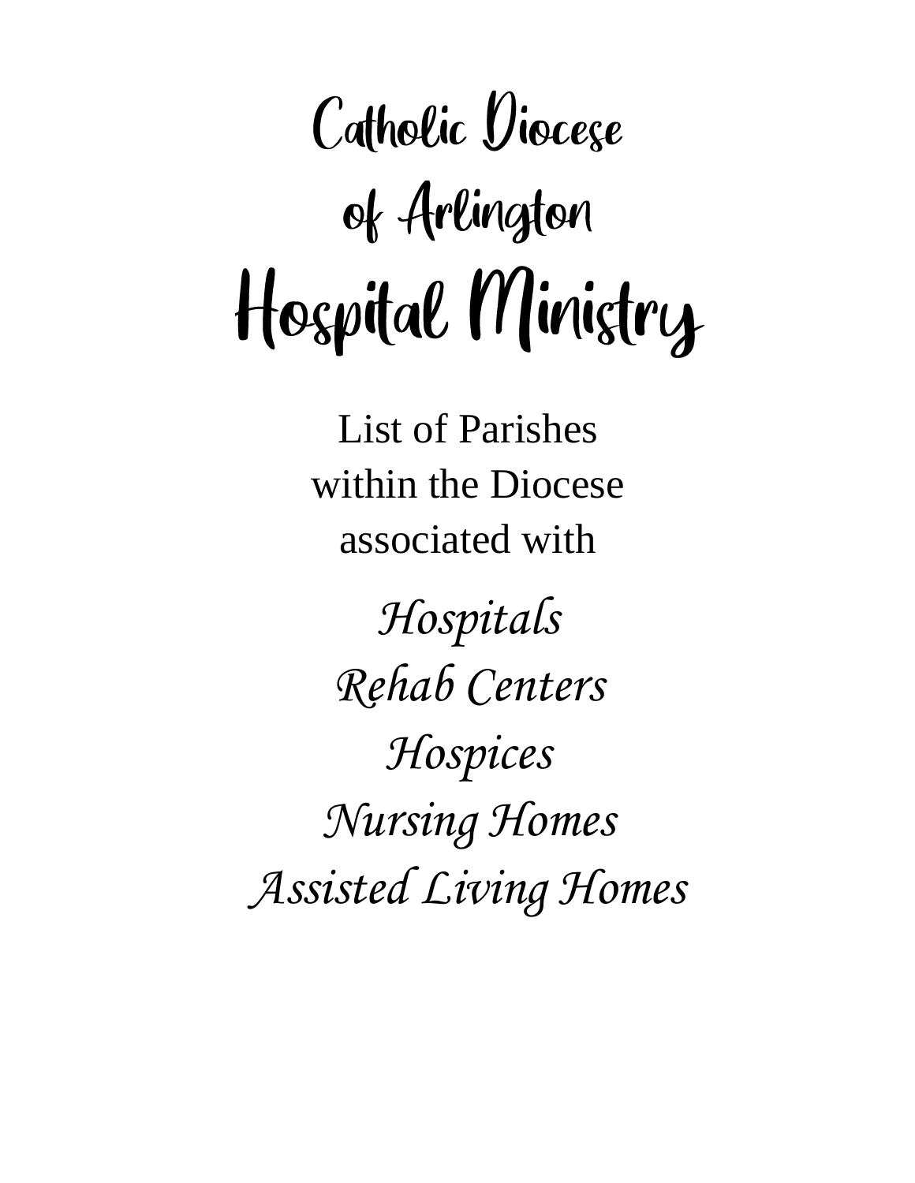# Catholic Diocese of Arlington

# Hospital Ministry

List of Parishes
within the Diocese
associated with

*Hospitals*

*Rehab Centers*

*Hospices*

*Nursing Homes*

*Assisted Living Homes*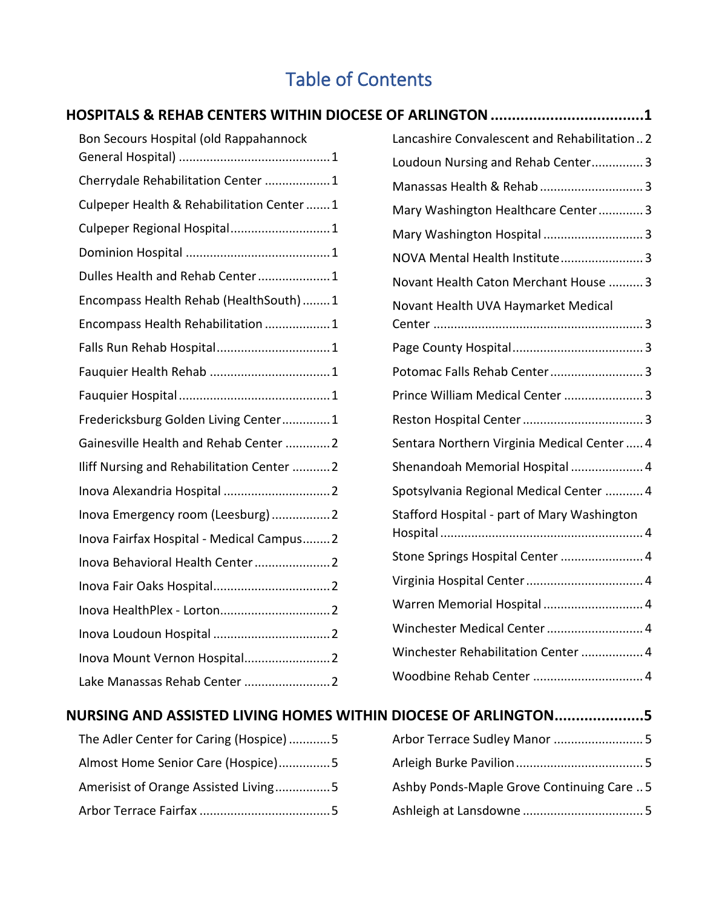# Table of Contents

**HOSPITALS & REHAB CENTERS WITHIN DIOCESE OF ARLINGTON .................................... 1**

- Bon Secours Hospital (old Rappahannock General Hospital) ........................................... 1
- Cherrydale Rehabilitation Center ................... 1
- Culpeper Health & Rehabilitation Center ....... 1
- Culpeper Regional Hospital ............................ 1
- Dominion Hospital .......................................... 1
- Dulles Health and Rehab Center ..................... 1
- Encompass Health Rehab (HealthSouth) ........ 1
- Encompass Health Rehabilitation ................... 1
- Falls Run Rehab Hospital ................................. 1
- Fauquier Health Rehab ................................... 1
- Fauquier Hospital ............................................ 1
- Fredericksburg Golden Living Center ............. 1
- Gainesville Health and Rehab Center ............. 2
- Iliff Nursing and Rehabilitation Center ........... 2
- Inova Alexandria Hospital ............................... 2
- Inova Emergency room (Leesburg) ................. 2
- Inova Fairfax Hospital - Medical Campus ........ 2
- Inova Behavioral Health Center ...................... 2
- Inova Fair Oaks Hospital .................................. 2
- Inova HealthPlex - Lorton ................................ 2
- Inova Loudoun Hospital .................................. 2
- Inova Mount Vernon Hospital ......................... 2
- Lake Manassas Rehab Center ......................... 2
- Lancashire Convalescent and Rehabilitation .. 2
- Loudoun Nursing and Rehab Center ............... 3
- Manassas Health & Rehab ............................. 3
- Mary Washington Healthcare Center ............. 3
- Mary Washington Hospital ............................. 3
- NOVA Mental Health Institute ........................ 3
- Novant Health Caton Merchant House .......... 3
- Novant Health UVA Haymarket Medical Center ............................................................ 3
- Page County Hospital ...................................... 3
- Potomac Falls Rehab Center ........................... 3
- Prince William Medical Center ....................... 3
- Reston Hospital Center ................................... 3
- Sentara Northern Virginia Medical Center ..... 4
- Shenandoah Memorial Hospital ..................... 4
- Spotsylvania Regional Medical Center ........... 4
- Stafford Hospital - part of Mary Washington Hospital .......................................................... 4
- Stone Springs Hospital Center ........................ 4
- Virginia Hospital Center .................................. 4
- Warren Memorial Hospital ............................. 4
- Winchester Medical Center ............................ 4
- Winchester Rehabilitation Center .................. 4
- Woodbine Rehab Center ................................ 4

**NURSING AND ASSISTED LIVING HOMES WITHIN DIOCESE OF ARLINGTON..................... 5**

- The Adler Center for Caring (Hospice) ............ 5
- Almost Home Senior Care (Hospice) ............... 5
- Amerisist of Orange Assisted Living ................ 5
- Arbor Terrace Fairfax ...................................... 5
- Arbor Terrace Sudley Manor .......................... 5
- Arleigh Burke Pavilion ..................................... 5
- Ashby Ponds-Maple Grove Continuing Care .. 5
- Ashleigh at Lansdowne ................................... 5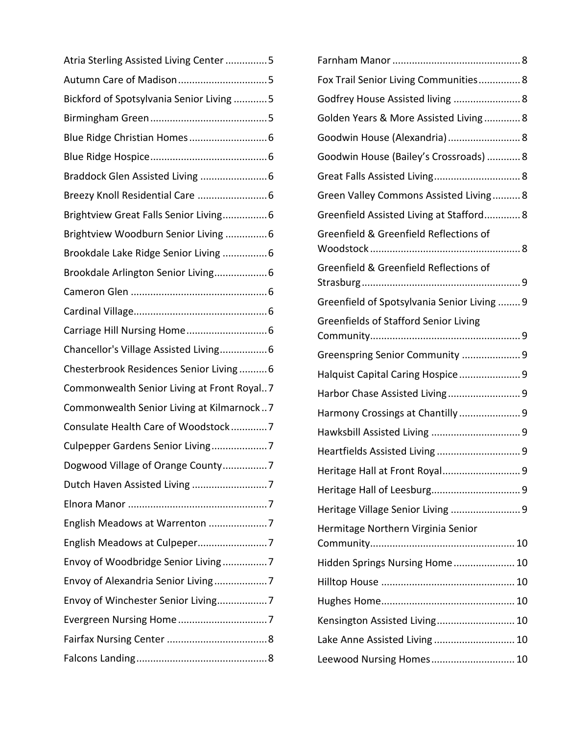Atria Sterling Assisted Living Center ............... 5
Autumn Care of Madison ................................ 5
Bickford of Spotsylvania Senior Living ............ 5
Birmingham Green .......................................... 5
Blue Ridge Christian Homes ............................ 6
Blue Ridge Hospice .......................................... 6
Braddock Glen Assisted Living ........................ 6
Breezy Knoll Residential Care ......................... 6
Brightview Great Falls Senior Living ................ 6
Brightview Woodburn Senior Living ............... 6
Brookdale Lake Ridge Senior Living ................ 6
Brookdale Arlington Senior Living ................... 6
Cameron Glen ................................................. 6
Cardinal Village ................................................ 6
Carriage Hill Nursing Home ............................. 6
Chancellor's Village Assisted Living ................. 6
Chesterbrook Residences Senior Living .......... 6
Commonwealth Senior Living at Front Royal .. 7
Commonwealth Senior Living at Kilmarnock .. 7
Consulate Health Care of Woodstock ............. 7
Culpepper Gardens Senior Living .................... 7
Dogwood Village of Orange County ................ 7
Dutch Haven Assisted Living ........................... 7
Elnora Manor .................................................. 7
English Meadows at Warrenton ..................... 7
English Meadows at Culpeper ......................... 7
Envoy of Woodbridge Senior Living ................ 7
Envoy of Alexandria Senior Living ................... 7
Envoy of Winchester Senior Living .................. 7
Evergreen Nursing Home ................................ 7
Fairfax Nursing Center .................................... 8
Falcons Landing ............................................... 8
Farnham Manor ............................................... 8
Fox Trail Senior Living Communities ............... 8
Godfrey House Assisted living ........................ 8
Golden Years & More Assisted Living ............. 8
Goodwin House (Alexandria) .......................... 8
Goodwin House (Bailey's Crossroads) ............ 8
Great Falls Assisted Living ............................... 8
Green Valley Commons Assisted Living .......... 8
Greenfield Assisted Living at Stafford ............. 8
Greenfield & Greenfield Reflections of Woodstock ..................................................... 8
Greenfield & Greenfield Reflections of Strasburg ........................................................ 9
Greenfield of Spotsylvania Senior Living ........ 9
Greenfields of Stafford Senior Living Community ..................................................... 9
Greenspring Senior Community ..................... 9
Halquist Capital Caring Hospice ...................... 9
Harbor Chase Assisted Living .......................... 9
Harmony Crossings at Chantilly ...................... 9
Hawksbill Assisted Living ................................ 9
Heartfields Assisted Living .............................. 9
Heritage Hall at Front Royal ............................ 9
Heritage Hall of Leesburg ................................ 9
Heritage Village Senior Living ......................... 9
Hermitage Northern Virginia Senior Community ................................................... 10
Hidden Springs Nursing Home ...................... 10
Hilltop House ............................................... 10
Hughes Home ............................................... 10
Kensington Assisted Living ............................ 10
Lake Anne Assisted Living ............................. 10
Leewood Nursing Homes .............................. 10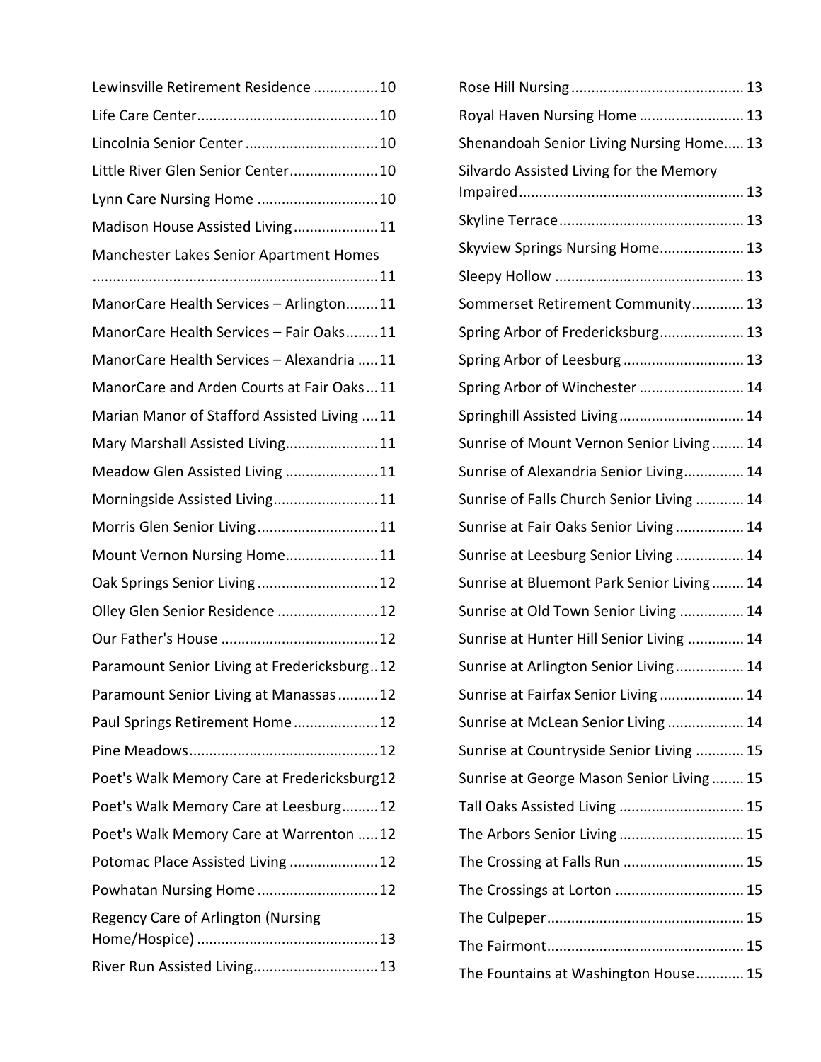Lewinsville Retirement Residence ................ 10

Life Care Center ............................................ 10

Lincolnia Senior Center ................................ 10

Little River Glen Senior Center ..................... 10

Lynn Care Nursing Home ............................. 10

Madison House Assisted Living ..................... 11

Manchester Lakes Senior Apartment Homes ...................................................................... 11

ManorCare Health Services – Arlington ........ 11

ManorCare Health Services – Fair Oaks ........ 11

ManorCare Health Services – Alexandria ..... 11

ManorCare and Arden Courts at Fair Oaks ... 11

Marian Manor of Stafford Assisted Living .... 11

Mary Marshall Assisted Living ....................... 11

Meadow Glen Assisted Living ....................... 11

Morningside Assisted Living .......................... 11

Morris Glen Senior Living ............................. 11

Mount Vernon Nursing Home ....................... 11

Oak Springs Senior Living ............................. 12

Olley Glen Senior Residence ......................... 12

Our Father's House ...................................... 12

Paramount Senior Living at Fredericksburg .. 12

Paramount Senior Living at Manassas .......... 12

Paul Springs Retirement Home ..................... 12

Pine Meadows .............................................. 12

Poet's Walk Memory Care at Fredericksburg 12

Poet's Walk Memory Care at Leesburg ......... 12

Poet's Walk Memory Care at Warrenton ..... 12

Potomac Place Assisted Living ...................... 12

Powhatan Nursing Home ............................. 12

Regency Care of Arlington (Nursing Home/Hospice) ............................................ 13

River Run Assisted Living .............................. 13

Rose Hill Nursing .......................................... 13

Royal Haven Nursing Home .......................... 13

Shenandoah Senior Living Nursing Home ..... 13

Silvardo Assisted Living for the Memory Impaired ....................................................... 13

Skyline Terrace ............................................. 13

Skyview Springs Nursing Home ..................... 13

Sleepy Hollow .............................................. 13

Sommerset Retirement Community ............. 13

Spring Arbor of Fredericksburg ..................... 13

Spring Arbor of Leesburg ............................. 13

Spring Arbor of Winchester .......................... 14

Springhill Assisted Living ............................... 14

Sunrise of Mount Vernon Senior Living ........ 14

Sunrise of Alexandria Senior Living ............... 14

Sunrise of Falls Church Senior Living ............ 14

Sunrise at Fair Oaks Senior Living ................. 14

Sunrise at Leesburg Senior Living ................. 14

Sunrise at Bluemont Park Senior Living ........ 14

Sunrise at Old Town Senior Living ................ 14

Sunrise at Hunter Hill Senior Living .............. 14

Sunrise at Arlington Senior Living ................. 14

Sunrise at Fairfax Senior Living ..................... 14

Sunrise at McLean Senior Living ................... 14

Sunrise at Countryside Senior Living ............ 15

Sunrise at George Mason Senior Living ........ 15

Tall Oaks Assisted Living ............................... 15

The Arbors Senior Living ............................... 15

The Crossing at Falls Run .............................. 15

The Crossings at Lorton ................................ 15

The Culpeper ................................................ 15

The Fairmont ................................................ 15

The Fountains at Washington House ............ 15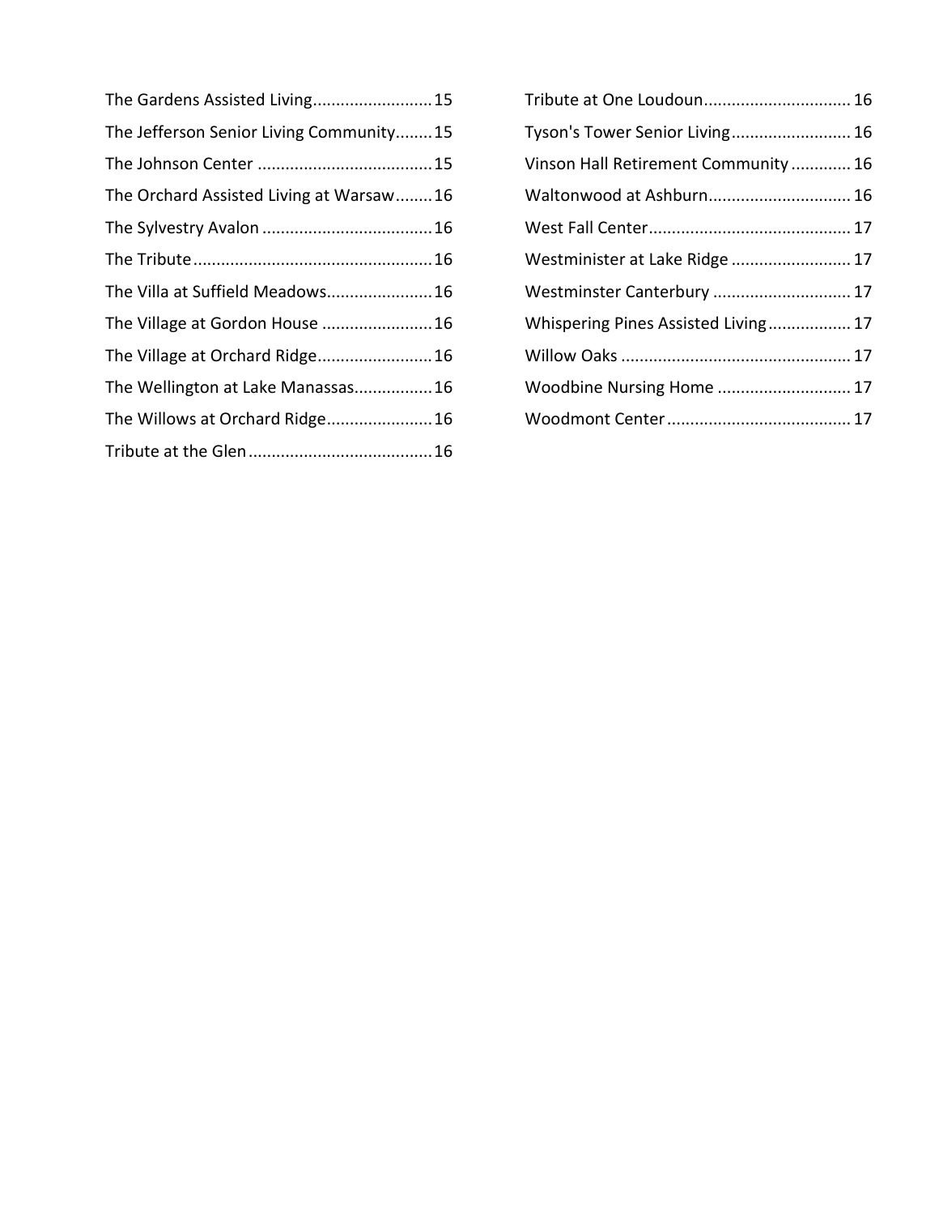The Gardens Assisted Living.......................... 15
The Jefferson Senior Living Community........ 15
The Johnson Center ...................................... 15
The Orchard Assisted Living at Warsaw........ 16
The Sylvestry Avalon ..................................... 16
The Tribute .................................................... 16
The Villa at Suffield Meadows....................... 16
The Village at Gordon House ........................ 16
The Village at Orchard Ridge......................... 16
The Wellington at Lake Manassas................. 16
The Willows at Orchard Ridge....................... 16
Tribute at the Glen ........................................ 16
Tribute at One Loudoun................................ 16
Tyson's Tower Senior Living.......................... 16
Vinson Hall Retirement Community ............. 16
Waltonwood at Ashburn............................... 16
West Fall Center............................................ 17
Westminister at Lake Ridge .......................... 17
Westminster Canterbury .............................. 17
Whispering Pines Assisted Living.................. 17
Willow Oaks .................................................. 17
Woodbine Nursing Home ............................. 17
Woodmont Center ........................................ 17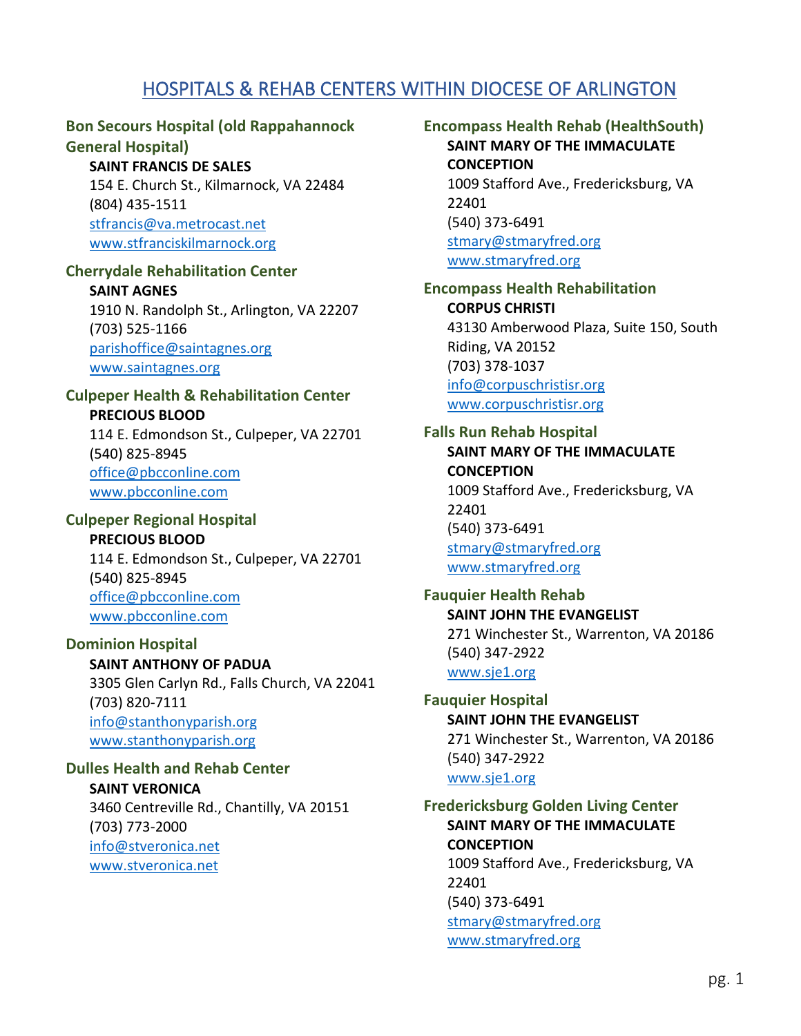# HOSPITALS & REHAB CENTERS WITHIN DIOCESE OF ARLINGTON

### Bon Secours Hospital (old Rappahannock General Hospital)

**SAINT FRANCIS DE SALES**
154 E. Church St., Kilmarnock, VA 22484
(804) 435-1511
stfrancis@va.metrocast.net
www.stfranciskilmarnock.org

### Cherrydale Rehabilitation Center

**SAINT AGNES**
1910 N. Randolph St., Arlington, VA 22207
(703) 525-1166
parishoffice@saintagnes.org
www.saintagnes.org

### Culpeper Health & Rehabilitation Center

**PRECIOUS BLOOD**
114 E. Edmondson St., Culpeper, VA 22701
(540) 825-8945
office@pbcconline.com
www.pbcconline.com

### Culpeper Regional Hospital

**PRECIOUS BLOOD**
114 E. Edmondson St., Culpeper, VA 22701
(540) 825-8945
office@pbcconline.com
www.pbcconline.com

### Dominion Hospital

**SAINT ANTHONY OF PADUA**
3305 Glen Carlyn Rd., Falls Church, VA 22041
(703) 820-7111
info@stanthonyparish.org
www.stanthonyparish.org

### Dulles Health and Rehab Center

**SAINT VERONICA**
3460 Centreville Rd., Chantilly, VA 20151
(703) 773-2000
info@stveronica.net
www.stveronica.net

### Encompass Health Rehab (HealthSouth)

**SAINT MARY OF THE IMMACULATE CONCEPTION**
1009 Stafford Ave., Fredericksburg, VA 22401
(540) 373-6491
stmary@stmaryfred.org
www.stmaryfred.org

### Encompass Health Rehabilitation

**CORPUS CHRISTI**
43130 Amberwood Plaza, Suite 150, South Riding, VA 20152
(703) 378-1037
info@corpuschristisr.org
www.corpuschristisr.org

### Falls Run Rehab Hospital

**SAINT MARY OF THE IMMACULATE CONCEPTION**
1009 Stafford Ave., Fredericksburg, VA 22401
(540) 373-6491
stmary@stmaryfred.org
www.stmaryfred.org

### Fauquier Health Rehab

**SAINT JOHN THE EVANGELIST**
271 Winchester St., Warrenton, VA 20186
(540) 347-2922
www.sje1.org

### Fauquier Hospital

**SAINT JOHN THE EVANGELIST**
271 Winchester St., Warrenton, VA 20186
(540) 347-2922
www.sje1.org

### Fredericksburg Golden Living Center

**SAINT MARY OF THE IMMACULATE CONCEPTION**
1009 Stafford Ave., Fredericksburg, VA 22401
(540) 373-6491
stmary@stmaryfred.org
www.stmaryfred.org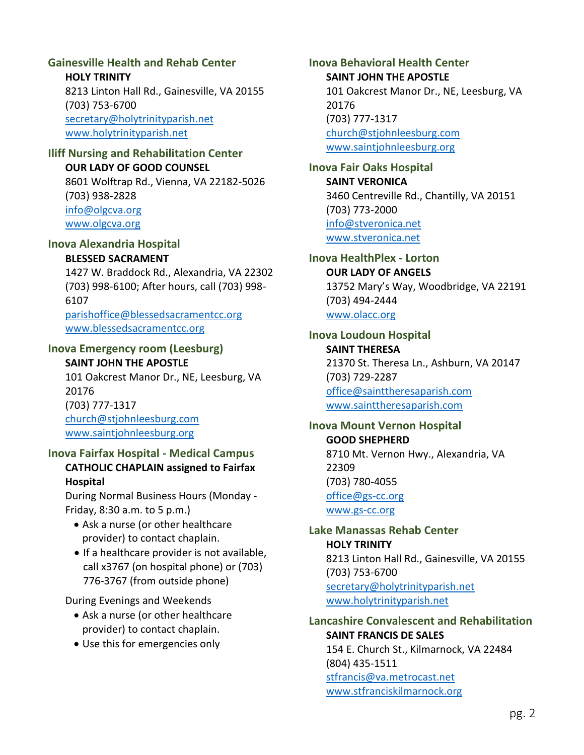### Gainesville Health and Rehab Center

**HOLY TRINITY**
8213 Linton Hall Rd., Gainesville, VA 20155
(703) 753-6700
secretary@holytrinityparish.net
www.holytrinityparish.net

### Iliff Nursing and Rehabilitation Center

**OUR LADY OF GOOD COUNSEL**
8601 Wolftrap Rd., Vienna, VA 22182-5026
(703) 938-2828
info@olgcva.org
www.olgcva.org

### Inova Alexandria Hospital

**BLESSED SACRAMENT**
1427 W. Braddock Rd., Alexandria, VA 22302
(703) 998-6100; After hours, call (703) 998-6107
parishoffice@blessedsacramentcc.org
www.blessedsacramentcc.org

### Inova Emergency room (Leesburg)

**SAINT JOHN THE APOSTLE**
101 Oakcrest Manor Dr., NE, Leesburg, VA 20176
(703) 777-1317
church@stjohnleesburg.com
www.saintjohnleesburg.org

### Inova Fairfax Hospital - Medical Campus

**CATHOLIC CHAPLAIN assigned to Fairfax Hospital**

During Normal Business Hours (Monday - Friday, 8:30 a.m. to 5 p.m.)

- Ask a nurse (or other healthcare provider) to contact chaplain.
- If a healthcare provider is not available, call x3767 (on hospital phone) or (703) 776-3767 (from outside phone)

During Evenings and Weekends

- Ask a nurse (or other healthcare provider) to contact chaplain.
- Use this for emergencies only

### Inova Behavioral Health Center

**SAINT JOHN THE APOSTLE**
101 Oakcrest Manor Dr., NE, Leesburg, VA 20176
(703) 777-1317
church@stjohnleesburg.com
www.saintjohnleesburg.org

### Inova Fair Oaks Hospital

**SAINT VERONICA**
3460 Centreville Rd., Chantilly, VA 20151
(703) 773-2000
info@stveronica.net
www.stveronica.net

### Inova HealthPlex - Lorton

**OUR LADY OF ANGELS**
13752 Mary's Way, Woodbridge, VA 22191
(703) 494-2444
www.olacc.org

### Inova Loudoun Hospital

**SAINT THERESA**
21370 St. Theresa Ln., Ashburn, VA 20147
(703) 729-2287
office@sainttheresaparish.com
www.sainttheresaparish.com

### Inova Mount Vernon Hospital

**GOOD SHEPHERD**
8710 Mt. Vernon Hwy., Alexandria, VA 22309
(703) 780-4055
office@gs-cc.org
www.gs-cc.org

### Lake Manassas Rehab Center

**HOLY TRINITY**
8213 Linton Hall Rd., Gainesville, VA 20155
(703) 753-6700
secretary@holytrinityparish.net
www.holytrinityparish.net

### Lancashire Convalescent and Rehabilitation

**SAINT FRANCIS DE SALES**
154 E. Church St., Kilmarnock, VA 22484
(804) 435-1511
stfrancis@va.metrocast.net
www.stfranciskilmarnock.org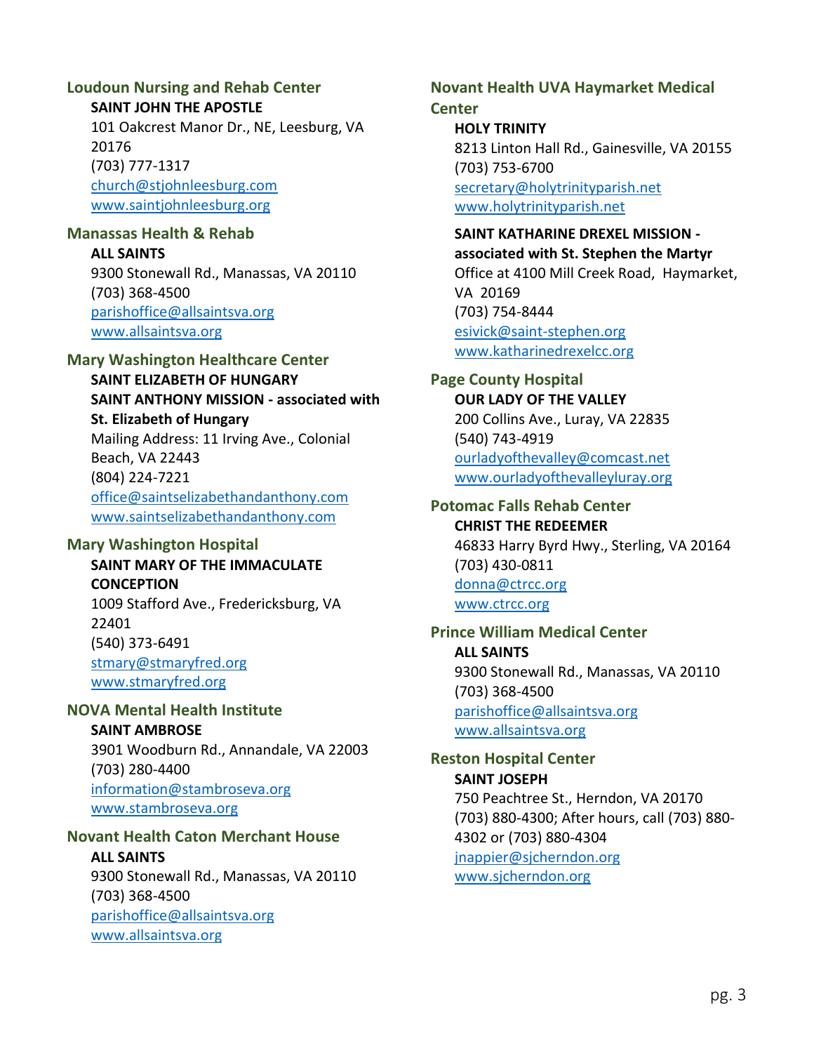### Loudoun Nursing and Rehab Center

**SAINT JOHN THE APOSTLE**
101 Oakcrest Manor Dr., NE, Leesburg, VA 20176
(703) 777-1317
church@stjohnleesburg.com
www.saintjohnleesburg.org

### Manassas Health & Rehab

**ALL SAINTS**
9300 Stonewall Rd., Manassas, VA 20110
(703) 368-4500
parishoffice@allsaintsva.org
www.allsaintsva.org

### Mary Washington Healthcare Center

**SAINT ELIZABETH OF HUNGARY**
**SAINT ANTHONY MISSION - associated with St. Elizabeth of Hungary**
Mailing Address: 11 Irving Ave., Colonial Beach, VA 22443
(804) 224-7221
office@saintselizabethandanthony.com
www.saintselizabethandanthony.com

### Mary Washington Hospital

**SAINT MARY OF THE IMMACULATE CONCEPTION**
1009 Stafford Ave., Fredericksburg, VA 22401
(540) 373-6491
stmary@stmaryfred.org
www.stmaryfred.org

### NOVA Mental Health Institute

**SAINT AMBROSE**
3901 Woodburn Rd., Annandale, VA 22003
(703) 280-4400
information@stambroseva.org
www.stambroseva.org

### Novant Health Caton Merchant House

**ALL SAINTS**
9300 Stonewall Rd., Manassas, VA 20110
(703) 368-4500
parishoffice@allsaintsva.org
www.allsaintsva.org

### Novant Health UVA Haymarket Medical Center

**HOLY TRINITY**
8213 Linton Hall Rd., Gainesville, VA 20155
(703) 753-6700
secretary@holytrinityparish.net
www.holytrinityparish.net

**SAINT KATHARINE DREXEL MISSION - associated with St. Stephen the Martyr**
Office at 4100 Mill Creek Road, Haymarket, VA 20169
(703) 754-8444
esivick@saint-stephen.org
www.katharinedrexelcc.org

### Page County Hospital

**OUR LADY OF THE VALLEY**
200 Collins Ave., Luray, VA 22835
(540) 743-4919
ourladyofthevalley@comcast.net
www.ourladyofthevalleyluray.org

### Potomac Falls Rehab Center

**CHRIST THE REDEEMER**
46833 Harry Byrd Hwy., Sterling, VA 20164
(703) 430-0811
donna@ctrcc.org
www.ctrcc.org

### Prince William Medical Center

**ALL SAINTS**
9300 Stonewall Rd., Manassas, VA 20110
(703) 368-4500
parishoffice@allsaintsva.org
www.allsaintsva.org

### Reston Hospital Center

**SAINT JOSEPH**
750 Peachtree St., Herndon, VA 20170
(703) 880-4300; After hours, call (703) 880-4302 or (703) 880-4304
jnappier@sjcherndon.org
www.sjcherndon.org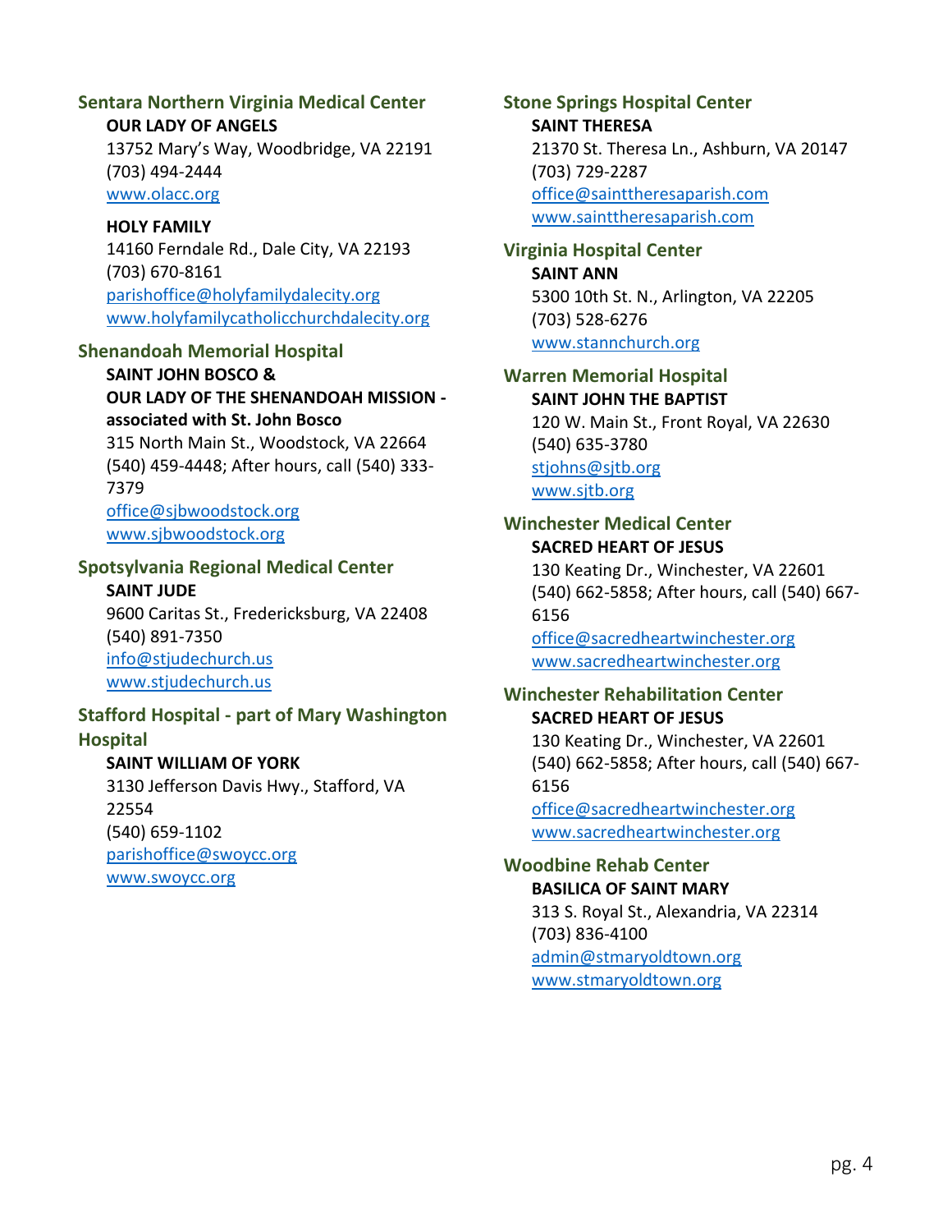### Sentara Northern Virginia Medical Center

**OUR LADY OF ANGELS**
13752 Mary's Way, Woodbridge, VA 22191
(703) 494-2444
www.olacc.org

**HOLY FAMILY**
14160 Ferndale Rd., Dale City, VA 22193
(703) 670-8161
parishoffice@holyfamilydalecity.org
www.holyfamilycatholicchurchdalecity.org

### Shenandoah Memorial Hospital

**SAINT JOHN BOSCO &**
**OUR LADY OF THE SHENANDOAH MISSION - associated with St. John Bosco**
315 North Main St., Woodstock, VA 22664
(540) 459-4448; After hours, call (540) 333-7379
office@sjbwoodstock.org
www.sjbwoodstock.org

### Spotsylvania Regional Medical Center

**SAINT JUDE**
9600 Caritas St., Fredericksburg, VA 22408
(540) 891-7350
info@stjudechurch.us
www.stjudechurch.us

### Stafford Hospital - part of Mary Washington Hospital

**SAINT WILLIAM OF YORK**
3130 Jefferson Davis Hwy., Stafford, VA 22554
(540) 659-1102
parishoffice@swoycc.org
www.swoycc.org

### Stone Springs Hospital Center

**SAINT THERESA**
21370 St. Theresa Ln., Ashburn, VA 20147
(703) 729-2287
office@sainttheresaparish.com
www.sainttheresaparish.com

### Virginia Hospital Center

**SAINT ANN**
5300 10th St. N., Arlington, VA 22205
(703) 528-6276
www.stannchurch.org

### Warren Memorial Hospital

**SAINT JOHN THE BAPTIST**
120 W. Main St., Front Royal, VA 22630
(540) 635-3780
stjohns@sjtb.org
www.sjtb.org

### Winchester Medical Center

**SACRED HEART OF JESUS**
130 Keating Dr., Winchester, VA 22601
(540) 662-5858; After hours, call (540) 667-6156
office@sacredheartwinchester.org
www.sacredheartwinchester.org

### Winchester Rehabilitation Center

**SACRED HEART OF JESUS**
130 Keating Dr., Winchester, VA 22601
(540) 662-5858; After hours, call (540) 667-6156
office@sacredheartwinchester.org
www.sacredheartwinchester.org

### Woodbine Rehab Center

**BASILICA OF SAINT MARY**
313 S. Royal St., Alexandria, VA 22314
(703) 836-4100
admin@stmaryoldtown.org
www.stmaryoldtown.org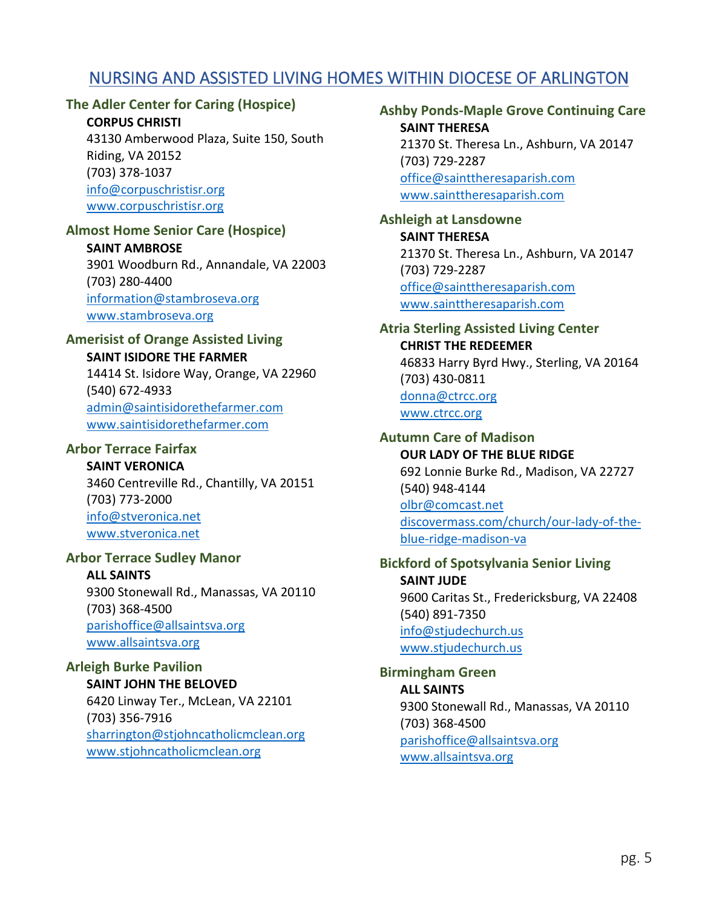# NURSING AND ASSISTED LIVING HOMES WITHIN DIOCESE OF ARLINGTON

### The Adler Center for Caring (Hospice)

**CORPUS CHRISTI**
43130 Amberwood Plaza, Suite 150, South Riding, VA 20152
(703) 378-1037
info@corpuschristisr.org
www.corpuschristisr.org

### Almost Home Senior Care (Hospice)

**SAINT AMBROSE**
3901 Woodburn Rd., Annandale, VA 22003
(703) 280-4400
information@stambroseva.org
www.stambroseva.org

### Amerisist of Orange Assisted Living

**SAINT ISIDORE THE FARMER**
14414 St. Isidore Way, Orange, VA 22960
(540) 672-4933
admin@saintisidorethefarmer.com
www.saintisidorethefarmer.com

### Arbor Terrace Fairfax

**SAINT VERONICA**
3460 Centreville Rd., Chantilly, VA 20151
(703) 773-2000
info@stveronica.net
www.stveronica.net

### Arbor Terrace Sudley Manor

**ALL SAINTS**
9300 Stonewall Rd., Manassas, VA 20110
(703) 368-4500
parishoffice@allsaintsva.org
www.allsaintsva.org

### Arleigh Burke Pavilion

**SAINT JOHN THE BELOVED**
6420 Linway Ter., McLean, VA 22101
(703) 356-7916
sharrington@stjohncatholicmclean.org
www.stjohncatholicmclean.org

### Ashby Ponds-Maple Grove Continuing Care

**SAINT THERESA**
21370 St. Theresa Ln., Ashburn, VA 20147
(703) 729-2287
office@sainttheresaparish.com
www.sainttheresaparish.com

### Ashleigh at Lansdowne

**SAINT THERESA**
21370 St. Theresa Ln., Ashburn, VA 20147
(703) 729-2287
office@sainttheresaparish.com
www.sainttheresaparish.com

### Atria Sterling Assisted Living Center

**CHRIST THE REDEEMER**
46833 Harry Byrd Hwy., Sterling, VA 20164
(703) 430-0811
donna@ctrcc.org
www.ctrcc.org

### Autumn Care of Madison

**OUR LADY OF THE BLUE RIDGE**
692 Lonnie Burke Rd., Madison, VA 22727
(540) 948-4144
olbr@comcast.net
discovermass.com/church/our-lady-of-the-blue-ridge-madison-va

### Bickford of Spotsylvania Senior Living

**SAINT JUDE**
9600 Caritas St., Fredericksburg, VA 22408
(540) 891-7350
info@stjudechurch.us
www.stjudechurch.us

### Birmingham Green

**ALL SAINTS**
9300 Stonewall Rd., Manassas, VA 20110
(703) 368-4500
parishoffice@allsaintsva.org
www.allsaintsva.org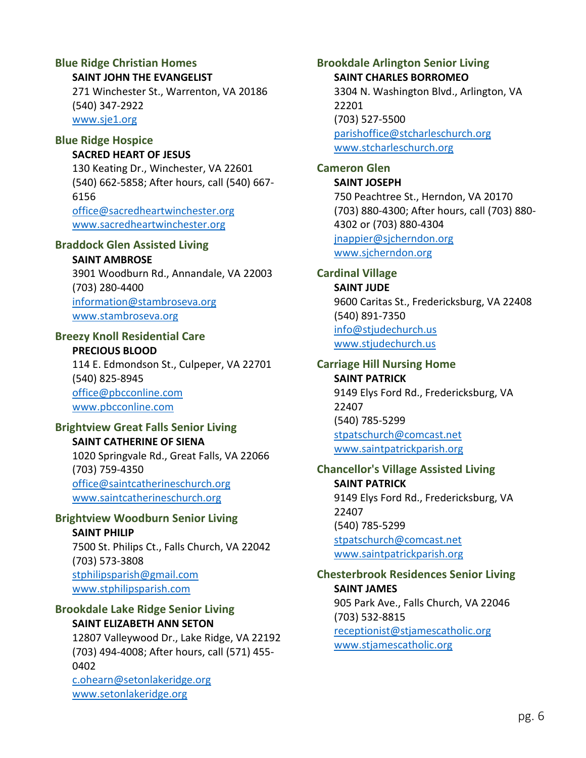### Blue Ridge Christian Homes

**SAINT JOHN THE EVANGELIST**
271 Winchester St., Warrenton, VA 20186
(540) 347-2922
www.sje1.org

### Blue Ridge Hospice

**SACRED HEART OF JESUS**
130 Keating Dr., Winchester, VA 22601
(540) 662-5858; After hours, call (540) 667-6156
office@sacredheartwinchester.org
www.sacredheartwinchester.org

### Braddock Glen Assisted Living

**SAINT AMBROSE**
3901 Woodburn Rd., Annandale, VA 22003
(703) 280-4400
information@stambroseva.org
www.stambroseva.org

### Breezy Knoll Residential Care

**PRECIOUS BLOOD**
114 E. Edmondson St., Culpeper, VA 22701
(540) 825-8945
office@pbcconline.com
www.pbcconline.com

### Brightview Great Falls Senior Living

**SAINT CATHERINE OF SIENA**
1020 Springvale Rd., Great Falls, VA 22066
(703) 759-4350
office@saintcatherineschurch.org
www.saintcatherineschurch.org

### Brightview Woodburn Senior Living

**SAINT PHILIP**
7500 St. Philips Ct., Falls Church, VA 22042
(703) 573-3808
stphilipsparish@gmail.com
www.stphilipsparish.com

### Brookdale Lake Ridge Senior Living

**SAINT ELIZABETH ANN SETON**
12807 Valleywood Dr., Lake Ridge, VA 22192
(703) 494-4008; After hours, call (571) 455-0402
c.ohearn@setonlakeridge.org
www.setonlakeridge.org

### Brookdale Arlington Senior Living

**SAINT CHARLES BORROMEO**
3304 N. Washington Blvd., Arlington, VA 22201
(703) 527-5500
parishoffice@stcharleschurch.org
www.stcharleschurch.org

### Cameron Glen

**SAINT JOSEPH**
750 Peachtree St., Herndon, VA 20170
(703) 880-4300; After hours, call (703) 880-4302 or (703) 880-4304
jnappier@sjcherndon.org
www.sjcherndon.org

### Cardinal Village

**SAINT JUDE**
9600 Caritas St., Fredericksburg, VA 22408
(540) 891-7350
info@stjudechurch.us
www.stjudechurch.us

### Carriage Hill Nursing Home

**SAINT PATRICK**
9149 Elys Ford Rd., Fredericksburg, VA 22407
(540) 785-5299
stpatschurch@comcast.net
www.saintpatrickparish.org

### Chancellor's Village Assisted Living

**SAINT PATRICK**
9149 Elys Ford Rd., Fredericksburg, VA 22407
(540) 785-5299
stpatschurch@comcast.net
www.saintpatrickparish.org

### Chesterbrook Residences Senior Living

**SAINT JAMES**
905 Park Ave., Falls Church, VA 22046
(703) 532-8815
receptionist@stjamescatholic.org
www.stjamescatholic.org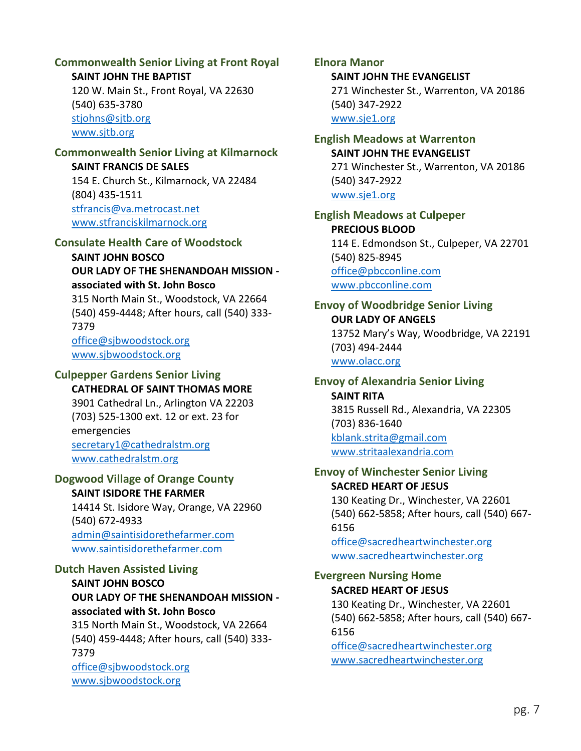### Commonwealth Senior Living at Front Royal

**SAINT JOHN THE BAPTIST**
120 W. Main St., Front Royal, VA 22630
(540) 635-3780
stjohns@sjtb.org
www.sjtb.org

### Commonwealth Senior Living at Kilmarnock

**SAINT FRANCIS DE SALES**
154 E. Church St., Kilmarnock, VA 22484
(804) 435-1511
stfrancis@va.metrocast.net
www.stfranciskilmarnock.org

### Consulate Health Care of Woodstock

**SAINT JOHN BOSCO**
**OUR LADY OF THE SHENANDOAH MISSION - associated with St. John Bosco**
315 North Main St., Woodstock, VA 22664
(540) 459-4448; After hours, call (540) 333-7379
office@sjbwoodstock.org
www.sjbwoodstock.org

### Culpepper Gardens Senior Living

**CATHEDRAL OF SAINT THOMAS MORE**
3901 Cathedral Ln., Arlington VA 22203
(703) 525-1300 ext. 12 or ext. 23 for emergencies
secretary1@cathedralstm.org
www.cathedralstm.org

### Dogwood Village of Orange County

**SAINT ISIDORE THE FARMER**
14414 St. Isidore Way, Orange, VA 22960
(540) 672-4933
admin@saintisidorethefarmer.com
www.saintisidorethefarmer.com

### Dutch Haven Assisted Living

**SAINT JOHN BOSCO**
**OUR LADY OF THE SHENANDOAH MISSION - associated with St. John Bosco**
315 North Main St., Woodstock, VA 22664
(540) 459-4448; After hours, call (540) 333-7379
office@sjbwoodstock.org
www.sjbwoodstock.org

### Elnora Manor

**SAINT JOHN THE EVANGELIST**
271 Winchester St., Warrenton, VA 20186
(540) 347-2922
www.sje1.org

### English Meadows at Warrenton

**SAINT JOHN THE EVANGELIST**
271 Winchester St., Warrenton, VA 20186
(540) 347-2922
www.sje1.org

### English Meadows at Culpeper

**PRECIOUS BLOOD**
114 E. Edmondson St., Culpeper, VA 22701
(540) 825-8945
office@pbcconline.com
www.pbcconline.com

### Envoy of Woodbridge Senior Living

**OUR LADY OF ANGELS**
13752 Mary's Way, Woodbridge, VA 22191
(703) 494-2444
www.olacc.org

### Envoy of Alexandria Senior Living

**SAINT RITA**
3815 Russell Rd., Alexandria, VA 22305
(703) 836-1640
kblank.strita@gmail.com
www.stritaalexandria.com

### Envoy of Winchester Senior Living

**SACRED HEART OF JESUS**
130 Keating Dr., Winchester, VA 22601
(540) 662-5858; After hours, call (540) 667-6156
office@sacredheartwinchester.org
www.sacredheartwinchester.org

### Evergreen Nursing Home

**SACRED HEART OF JESUS**
130 Keating Dr., Winchester, VA 22601
(540) 662-5858; After hours, call (540) 667-6156
office@sacredheartwinchester.org
www.sacredheartwinchester.org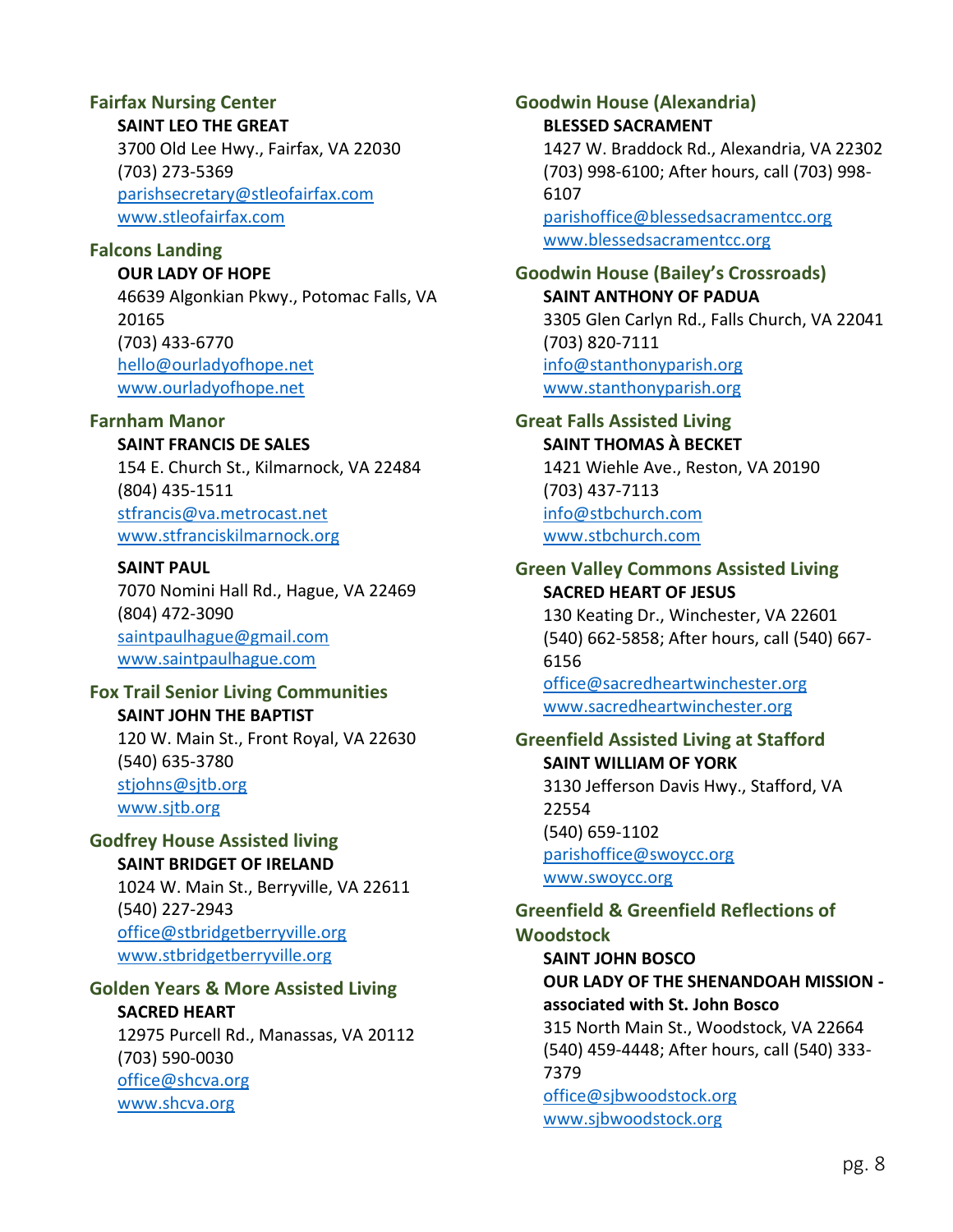### Fairfax Nursing Center

**SAINT LEO THE GREAT**
3700 Old Lee Hwy., Fairfax, VA 22030
(703) 273-5369
parishsecretary@stleofairfax.com
www.stleofairfax.com

### Falcons Landing

**OUR LADY OF HOPE**
46639 Algonkian Pkwy., Potomac Falls, VA 20165
(703) 433-6770
hello@ourladyofhope.net
www.ourladyofhope.net

### Farnham Manor

**SAINT FRANCIS DE SALES**
154 E. Church St., Kilmarnock, VA 22484
(804) 435-1511
stfrancis@va.metrocast.net
www.stfranciskilmarnock.org

**SAINT PAUL**
7070 Nomini Hall Rd., Hague, VA 22469
(804) 472-3090
saintpaulhague@gmail.com
www.saintpaulhague.com

### Fox Trail Senior Living Communities

**SAINT JOHN THE BAPTIST**
120 W. Main St., Front Royal, VA 22630
(540) 635-3780
stjohns@sjtb.org
www.sjtb.org

### Godfrey House Assisted living

**SAINT BRIDGET OF IRELAND**
1024 W. Main St., Berryville, VA 22611
(540) 227-2943
office@stbridgetberryville.org
www.stbridgetberryville.org

### Golden Years & More Assisted Living

**SACRED HEART**
12975 Purcell Rd., Manassas, VA 20112
(703) 590-0030
office@shcva.org
www.shcva.org

### Goodwin House (Alexandria)

**BLESSED SACRAMENT**
1427 W. Braddock Rd., Alexandria, VA 22302
(703) 998-6100; After hours, call (703) 998-6107
parishoffice@blessedsacramentcc.org
www.blessedsacramentcc.org

### Goodwin House (Bailey's Crossroads)

**SAINT ANTHONY OF PADUA**
3305 Glen Carlyn Rd., Falls Church, VA 22041
(703) 820-7111
info@stanthonyparish.org
www.stanthonyparish.org

### Great Falls Assisted Living

**SAINT THOMAS À BECKET**
1421 Wiehle Ave., Reston, VA 20190
(703) 437-7113
info@stbchurch.com
www.stbchurch.com

### Green Valley Commons Assisted Living

**SACRED HEART OF JESUS**
130 Keating Dr., Winchester, VA 22601
(540) 662-5858; After hours, call (540) 667-6156
office@sacredheartwinchester.org
www.sacredheartwinchester.org

### Greenfield Assisted Living at Stafford

**SAINT WILLIAM OF YORK**
3130 Jefferson Davis Hwy., Stafford, VA 22554
(540) 659-1102
parishoffice@swoycc.org
www.swoycc.org

### Greenfield & Greenfield Reflections of Woodstock

**SAINT JOHN BOSCO**
**OUR LADY OF THE SHENANDOAH MISSION - associated with St. John Bosco**
315 North Main St., Woodstock, VA 22664
(540) 459-4448; After hours, call (540) 333-7379
office@sjbwoodstock.org
www.sjbwoodstock.org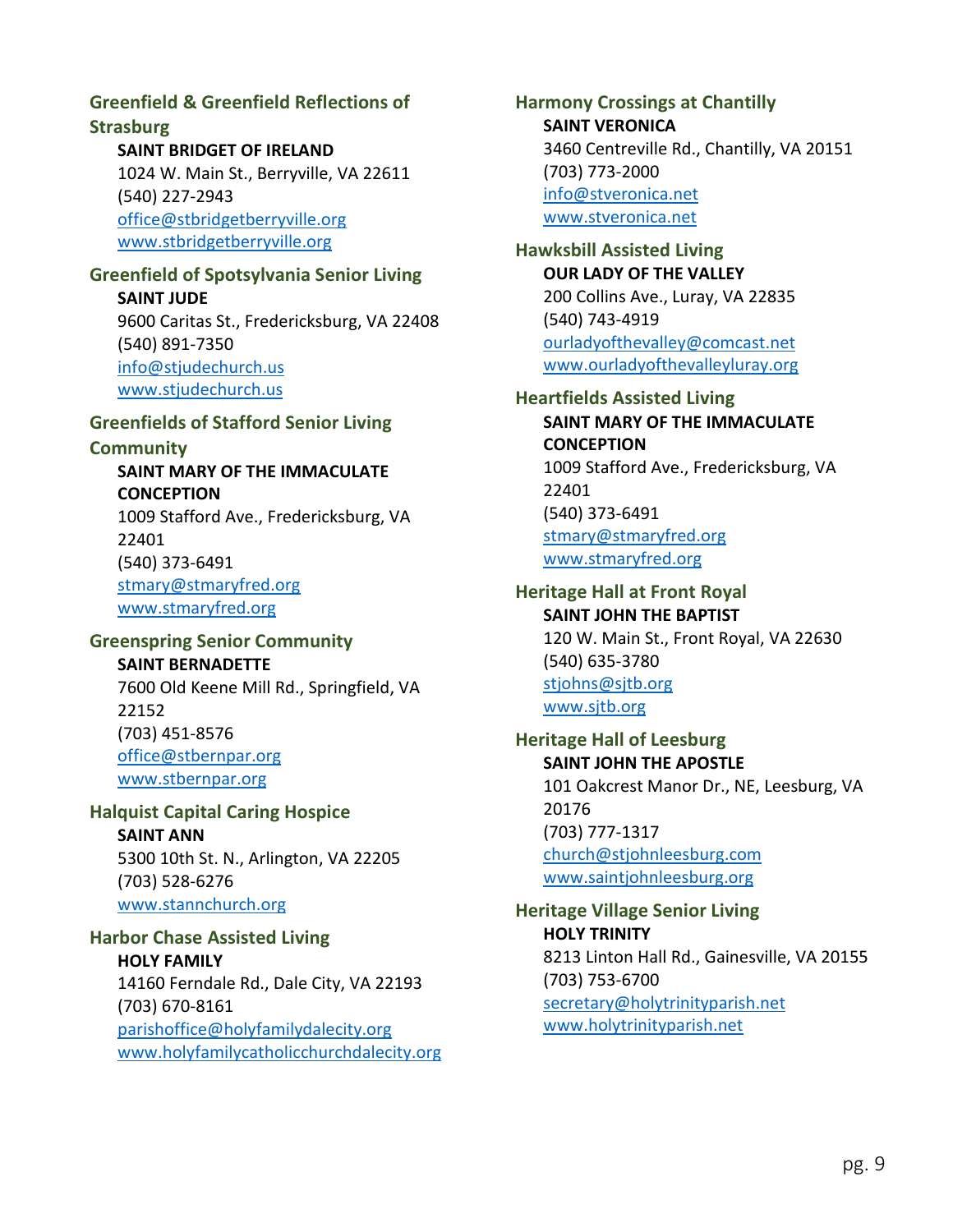### Greenfield & Greenfield Reflections of Strasburg

**SAINT BRIDGET OF IRELAND**
1024 W. Main St., Berryville, VA 22611
(540) 227-2943
office@stbridgetberryville.org
www.stbridgetberryville.org

### Greenfield of Spotsylvania Senior Living

**SAINT JUDE**
9600 Caritas St., Fredericksburg, VA 22408
(540) 891-7350
info@stjudechurch.us
www.stjudechurch.us

### Greenfields of Stafford Senior Living Community

**SAINT MARY OF THE IMMACULATE CONCEPTION**
1009 Stafford Ave., Fredericksburg, VA 22401
(540) 373-6491
stmary@stmaryfred.org
www.stmaryfred.org

### Greenspring Senior Community

**SAINT BERNADETTE**
7600 Old Keene Mill Rd., Springfield, VA 22152
(703) 451-8576
office@stbernpar.org
www.stbernpar.org

### Halquist Capital Caring Hospice

**SAINT ANN**
5300 10th St. N., Arlington, VA 22205
(703) 528-6276
www.stannchurch.org

### Harbor Chase Assisted Living

**HOLY FAMILY**
14160 Ferndale Rd., Dale City, VA 22193
(703) 670-8161
parishoffice@holyfamilydalecity.org
www.holyfamilycatholicchurchdalecity.org

### Harmony Crossings at Chantilly

**SAINT VERONICA**
3460 Centreville Rd., Chantilly, VA 20151
(703) 773-2000
info@stveronica.net
www.stveronica.net

### Hawksbill Assisted Living

**OUR LADY OF THE VALLEY**
200 Collins Ave., Luray, VA 22835
(540) 743-4919
ourladyofthevalley@comcast.net
www.ourladyofthevalleyluray.org

### Heartfields Assisted Living

**SAINT MARY OF THE IMMACULATE CONCEPTION**
1009 Stafford Ave., Fredericksburg, VA 22401
(540) 373-6491
stmary@stmaryfred.org
www.stmaryfred.org

### Heritage Hall at Front Royal

**SAINT JOHN THE BAPTIST**
120 W. Main St., Front Royal, VA 22630
(540) 635-3780
stjohns@sjtb.org
www.sjtb.org

### Heritage Hall of Leesburg

**SAINT JOHN THE APOSTLE**
101 Oakcrest Manor Dr., NE, Leesburg, VA 20176
(703) 777-1317
church@stjohnleesburg.com
www.saintjohnleesburg.org

### Heritage Village Senior Living

**HOLY TRINITY**
8213 Linton Hall Rd., Gainesville, VA 20155
(703) 753-6700
secretary@holytrinityparish.net
www.holytrinityparish.net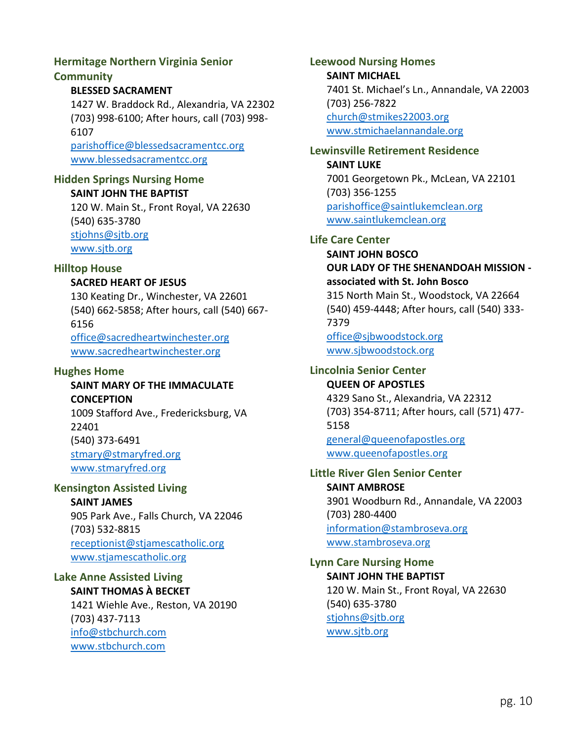### Hermitage Northern Virginia Senior Community

**BLESSED SACRAMENT**
1427 W. Braddock Rd., Alexandria, VA 22302
(703) 998-6100; After hours, call (703) 998-6107
parishoffice@blessedsacramentcc.org
www.blessedsacramentcc.org

### Hidden Springs Nursing Home

**SAINT JOHN THE BAPTIST**
120 W. Main St., Front Royal, VA 22630
(540) 635-3780
stjohns@sjtb.org
www.sjtb.org

### Hilltop House

**SACRED HEART OF JESUS**
130 Keating Dr., Winchester, VA 22601
(540) 662-5858; After hours, call (540) 667-6156
office@sacredheartwinchester.org
www.sacredheartwinchester.org

### Hughes Home

**SAINT MARY OF THE IMMACULATE CONCEPTION**
1009 Stafford Ave., Fredericksburg, VA 22401
(540) 373-6491
stmary@stmaryfred.org
www.stmaryfred.org

### Kensington Assisted Living

**SAINT JAMES**
905 Park Ave., Falls Church, VA 22046
(703) 532-8815
receptionist@stjamescatholic.org
www.stjamescatholic.org

### Lake Anne Assisted Living

**SAINT THOMAS À BECKET**
1421 Wiehle Ave., Reston, VA 20190
(703) 437-7113
info@stbchurch.com
www.stbchurch.com

### Leewood Nursing Homes

**SAINT MICHAEL**
7401 St. Michael's Ln., Annandale, VA 22003
(703) 256-7822
church@stmikes22003.org
www.stmichaelannandale.org

### Lewinsville Retirement Residence

**SAINT LUKE**
7001 Georgetown Pk., McLean, VA 22101
(703) 356-1255
parishoffice@saintlukemclean.org
www.saintlukemclean.org

### Life Care Center

**SAINT JOHN BOSCO**
**OUR LADY OF THE SHENANDOAH MISSION - associated with St. John Bosco**
315 North Main St., Woodstock, VA 22664
(540) 459-4448; After hours, call (540) 333-7379
office@sjbwoodstock.org
www.sjbwoodstock.org

### Lincolnia Senior Center

**QUEEN OF APOSTLES**
4329 Sano St., Alexandria, VA 22312
(703) 354-8711; After hours, call (571) 477-5158
general@queenofapostles.org
www.queenofapostles.org

### Little River Glen Senior Center

**SAINT AMBROSE**
3901 Woodburn Rd., Annandale, VA 22003
(703) 280-4400
information@stambroseva.org
www.stambroseva.org

### Lynn Care Nursing Home

**SAINT JOHN THE BAPTIST**
120 W. Main St., Front Royal, VA 22630
(540) 635-3780
stjohns@sjtb.org
www.sjtb.org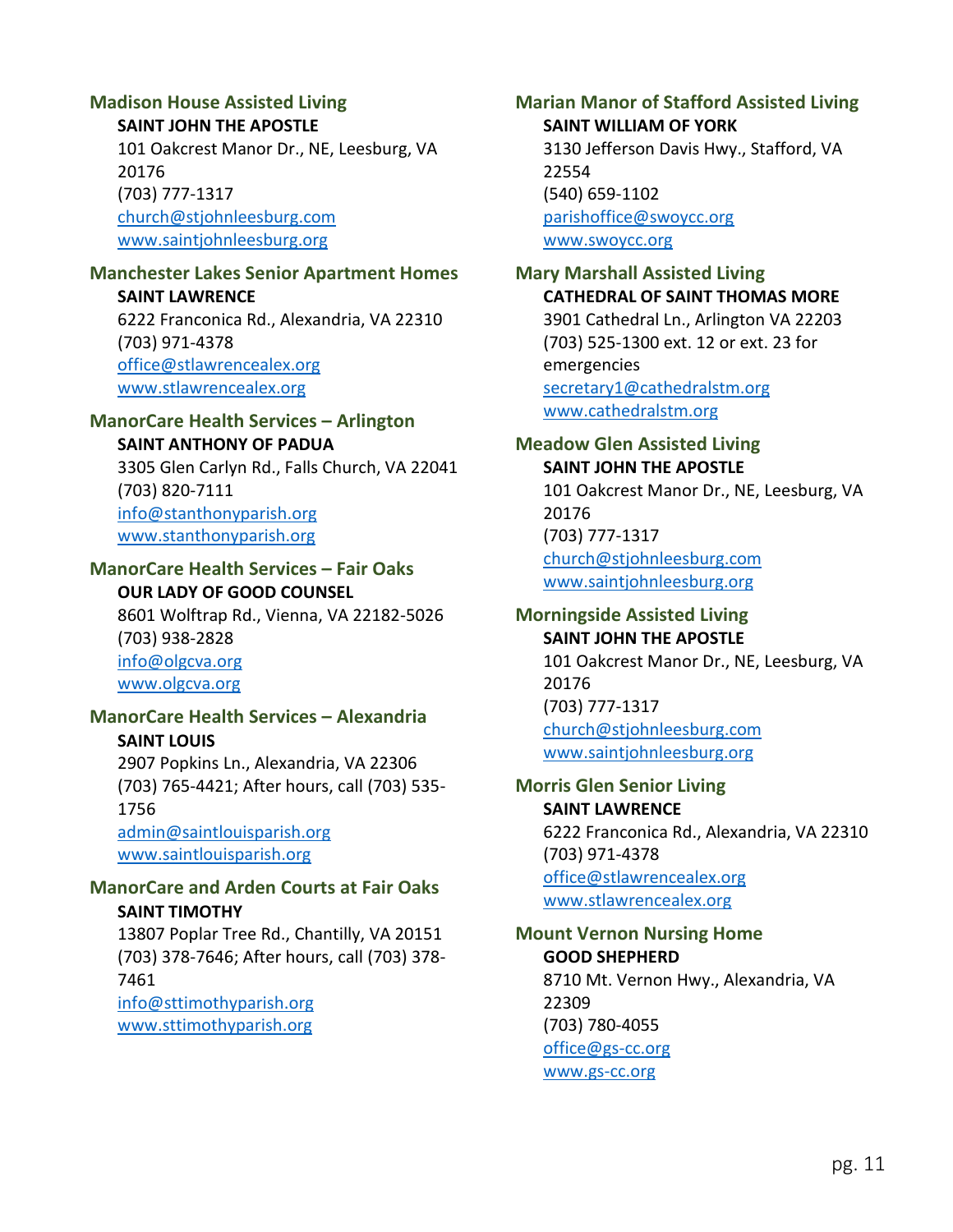### Madison House Assisted Living

**SAINT JOHN THE APOSTLE**
101 Oakcrest Manor Dr., NE, Leesburg, VA 20176
(703) 777-1317
church@stjohnleesburg.com
www.saintjohnleesburg.org

### Manchester Lakes Senior Apartment Homes

**SAINT LAWRENCE**
6222 Franconica Rd., Alexandria, VA 22310
(703) 971-4378
office@stlawrencealex.org
www.stlawrencealex.org

### ManorCare Health Services – Arlington

**SAINT ANTHONY OF PADUA**
3305 Glen Carlyn Rd., Falls Church, VA 22041
(703) 820-7111
info@stanthonyparish.org
www.stanthonyparish.org

### ManorCare Health Services – Fair Oaks

**OUR LADY OF GOOD COUNSEL**
8601 Wolftrap Rd., Vienna, VA 22182-5026
(703) 938-2828
info@olgcva.org
www.olgcva.org

### ManorCare Health Services – Alexandria

**SAINT LOUIS**
2907 Popkins Ln., Alexandria, VA 22306
(703) 765-4421; After hours, call (703) 535-1756
admin@saintlouisparish.org
www.saintlouisparish.org

### ManorCare and Arden Courts at Fair Oaks

**SAINT TIMOTHY**
13807 Poplar Tree Rd., Chantilly, VA 20151
(703) 378-7646; After hours, call (703) 378-7461
info@sttimothyparish.org
www.sttimothyparish.org

### Marian Manor of Stafford Assisted Living

**SAINT WILLIAM OF YORK**
3130 Jefferson Davis Hwy., Stafford, VA 22554
(540) 659-1102
parishoffice@swoycc.org
www.swoycc.org

### Mary Marshall Assisted Living

**CATHEDRAL OF SAINT THOMAS MORE**
3901 Cathedral Ln., Arlington VA 22203
(703) 525-1300 ext. 12 or ext. 23 for emergencies
secretary1@cathedralstm.org
www.cathedralstm.org

### Meadow Glen Assisted Living

**SAINT JOHN THE APOSTLE**
101 Oakcrest Manor Dr., NE, Leesburg, VA 20176
(703) 777-1317
church@stjohnleesburg.com
www.saintjohnleesburg.org

### Morningside Assisted Living

**SAINT JOHN THE APOSTLE**
101 Oakcrest Manor Dr., NE, Leesburg, VA 20176
(703) 777-1317
church@stjohnleesburg.com
www.saintjohnleesburg.org

### Morris Glen Senior Living

**SAINT LAWRENCE**
6222 Franconica Rd., Alexandria, VA 22310
(703) 971-4378
office@stlawrencealex.org
www.stlawrencealex.org

### Mount Vernon Nursing Home

**GOOD SHEPHERD**
8710 Mt. Vernon Hwy., Alexandria, VA 22309
(703) 780-4055
office@gs-cc.org
www.gs-cc.org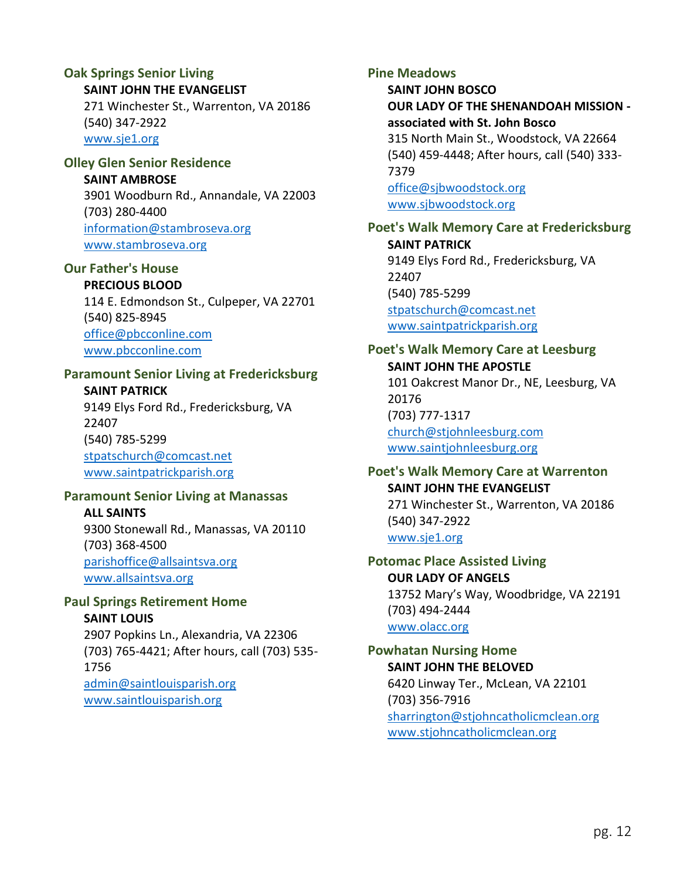### Oak Springs Senior Living

**SAINT JOHN THE EVANGELIST**
271 Winchester St., Warrenton, VA 20186
(540) 347-2922
www.sje1.org

### Olley Glen Senior Residence

**SAINT AMBROSE**
3901 Woodburn Rd., Annandale, VA 22003
(703) 280-4400
information@stambroseva.org
www.stambroseva.org

### Our Father's House

**PRECIOUS BLOOD**
114 E. Edmondson St., Culpeper, VA 22701
(540) 825-8945
office@pbcconline.com
www.pbcconline.com

### Paramount Senior Living at Fredericksburg

**SAINT PATRICK**
9149 Elys Ford Rd., Fredericksburg, VA 22407
(540) 785-5299
stpatschurch@comcast.net
www.saintpatrickparish.org

### Paramount Senior Living at Manassas

**ALL SAINTS**
9300 Stonewall Rd., Manassas, VA 20110
(703) 368-4500
parishoffice@allsaintsva.org
www.allsaintsva.org

### Paul Springs Retirement Home

**SAINT LOUIS**
2907 Popkins Ln., Alexandria, VA 22306
(703) 765-4421; After hours, call (703) 535-1756
admin@saintlouisparish.org
www.saintlouisparish.org

### Pine Meadows

**SAINT JOHN BOSCO**
**OUR LADY OF THE SHENANDOAH MISSION - associated with St. John Bosco**
315 North Main St., Woodstock, VA 22664
(540) 459-4448; After hours, call (540) 333-7379
office@sjbwoodstock.org
www.sjbwoodstock.org

### Poet's Walk Memory Care at Fredericksburg

**SAINT PATRICK**
9149 Elys Ford Rd., Fredericksburg, VA 22407
(540) 785-5299
stpatschurch@comcast.net
www.saintpatrickparish.org

### Poet's Walk Memory Care at Leesburg

**SAINT JOHN THE APOSTLE**
101 Oakcrest Manor Dr., NE, Leesburg, VA 20176
(703) 777-1317
church@stjohnleesburg.com
www.saintjohnleesburg.org

### Poet's Walk Memory Care at Warrenton

**SAINT JOHN THE EVANGELIST**
271 Winchester St., Warrenton, VA 20186
(540) 347-2922
www.sje1.org

### Potomac Place Assisted Living

**OUR LADY OF ANGELS**
13752 Mary's Way, Woodbridge, VA 22191
(703) 494-2444
www.olacc.org

### Powhatan Nursing Home

**SAINT JOHN THE BELOVED**
6420 Linway Ter., McLean, VA 22101
(703) 356-7916
sharrington@stjohncatholicmclean.org
www.stjohncatholicmclean.org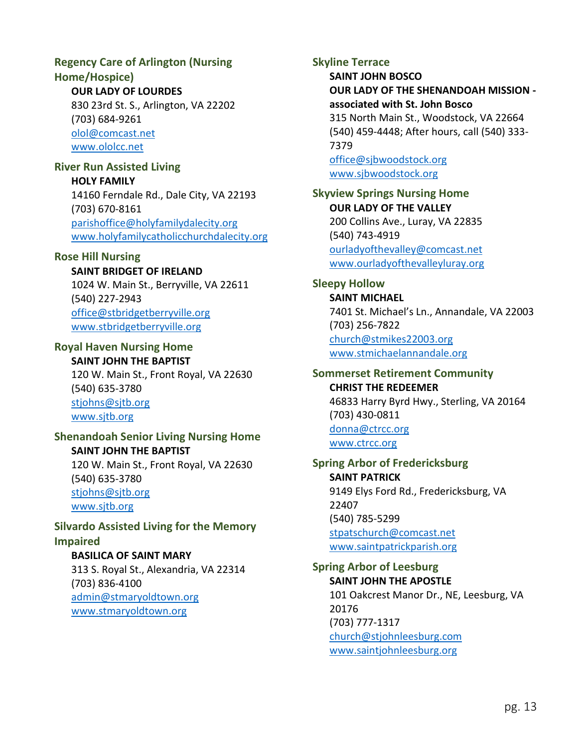### Regency Care of Arlington (Nursing Home/Hospice)

**OUR LADY OF LOURDES**
830 23rd St. S., Arlington, VA 22202
(703) 684-9261
olol@comcast.net
www.ololcc.net

### River Run Assisted Living

**HOLY FAMILY**
14160 Ferndale Rd., Dale City, VA 22193
(703) 670-8161
parishoffice@holyfamilydalecity.org
www.holyfamilycatholicchurchdalecity.org

### Rose Hill Nursing

**SAINT BRIDGET OF IRELAND**
1024 W. Main St., Berryville, VA 22611
(540) 227-2943
office@stbridgetberryville.org
www.stbridgetberryville.org

### Royal Haven Nursing Home

**SAINT JOHN THE BAPTIST**
120 W. Main St., Front Royal, VA 22630
(540) 635-3780
stjohns@sjtb.org
www.sjtb.org

### Shenandoah Senior Living Nursing Home

**SAINT JOHN THE BAPTIST**
120 W. Main St., Front Royal, VA 22630
(540) 635-3780
stjohns@sjtb.org
www.sjtb.org

### Silvardo Assisted Living for the Memory Impaired

**BASILICA OF SAINT MARY**
313 S. Royal St., Alexandria, VA 22314
(703) 836-4100
admin@stmaryoldtown.org
www.stmaryoldtown.org

### Skyline Terrace

**SAINT JOHN BOSCO**
**OUR LADY OF THE SHENANDOAH MISSION - associated with St. John Bosco**
315 North Main St., Woodstock, VA 22664
(540) 459-4448; After hours, call (540) 333-7379
office@sjbwoodstock.org
www.sjbwoodstock.org

### Skyview Springs Nursing Home

**OUR LADY OF THE VALLEY**
200 Collins Ave., Luray, VA 22835
(540) 743-4919
ourladyofthevalley@comcast.net
www.ourladyofthevalleyluray.org

### Sleepy Hollow

**SAINT MICHAEL**
7401 St. Michael's Ln., Annandale, VA 22003
(703) 256-7822
church@stmikes22003.org
www.stmichaelannandale.org

### Sommerset Retirement Community

**CHRIST THE REDEEMER**
46833 Harry Byrd Hwy., Sterling, VA 20164
(703) 430-0811
donna@ctrcc.org
www.ctrcc.org

### Spring Arbor of Fredericksburg

**SAINT PATRICK**
9149 Elys Ford Rd., Fredericksburg, VA 22407
(540) 785-5299
stpatschurch@comcast.net
www.saintpatrickparish.org

### Spring Arbor of Leesburg

**SAINT JOHN THE APOSTLE**
101 Oakcrest Manor Dr., NE, Leesburg, VA 20176
(703) 777-1317
church@stjohnleesburg.com
www.saintjohnleesburg.org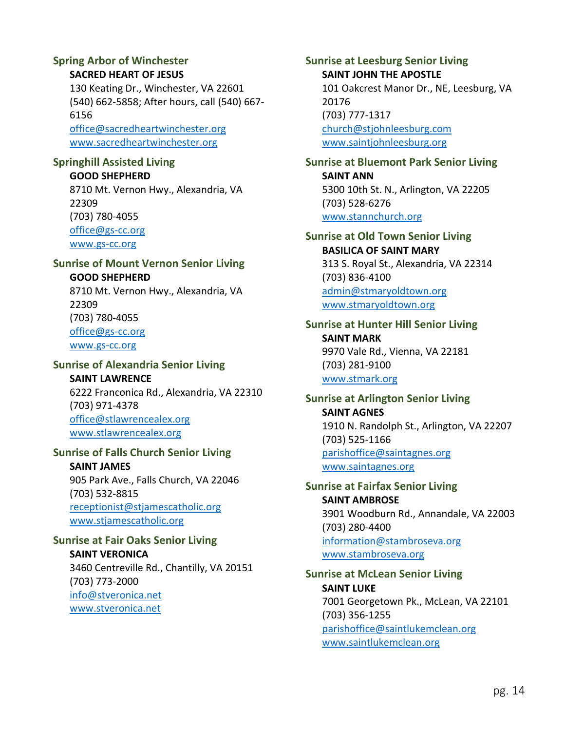### Spring Arbor of Winchester

**SACRED HEART OF JESUS**
130 Keating Dr., Winchester, VA 22601
(540) 662-5858; After hours, call (540) 667-6156
office@sacredheartwinchester.org
www.sacredheartwinchester.org

### Springhill Assisted Living

**GOOD SHEPHERD**
8710 Mt. Vernon Hwy., Alexandria, VA 22309
(703) 780-4055
office@gs-cc.org
www.gs-cc.org

### Sunrise of Mount Vernon Senior Living

**GOOD SHEPHERD**
8710 Mt. Vernon Hwy., Alexandria, VA 22309
(703) 780-4055
office@gs-cc.org
www.gs-cc.org

### Sunrise of Alexandria Senior Living

**SAINT LAWRENCE**
6222 Franconica Rd., Alexandria, VA 22310
(703) 971-4378
office@stlawrencealex.org
www.stlawrencealex.org

### Sunrise of Falls Church Senior Living

**SAINT JAMES**
905 Park Ave., Falls Church, VA 22046
(703) 532-8815
receptionist@stjamescatholic.org
www.stjamescatholic.org

### Sunrise at Fair Oaks Senior Living

**SAINT VERONICA**
3460 Centreville Rd., Chantilly, VA 20151
(703) 773-2000
info@stveronica.net
www.stveronica.net

### Sunrise at Leesburg Senior Living

**SAINT JOHN THE APOSTLE**
101 Oakcrest Manor Dr., NE, Leesburg, VA 20176
(703) 777-1317
church@stjohnleesburg.com
www.saintjohnleesburg.org

### Sunrise at Bluemont Park Senior Living

**SAINT ANN**
5300 10th St. N., Arlington, VA 22205
(703) 528-6276
www.stannchurch.org

### Sunrise at Old Town Senior Living

**BASILICA OF SAINT MARY**
313 S. Royal St., Alexandria, VA 22314
(703) 836-4100
admin@stmaryoldtown.org
www.stmaryoldtown.org

### Sunrise at Hunter Hill Senior Living

**SAINT MARK**
9970 Vale Rd., Vienna, VA 22181
(703) 281-9100
www.stmark.org

### Sunrise at Arlington Senior Living

**SAINT AGNES**
1910 N. Randolph St., Arlington, VA 22207
(703) 525-1166
parishoffice@saintagnes.org
www.saintagnes.org

### Sunrise at Fairfax Senior Living

**SAINT AMBROSE**
3901 Woodburn Rd., Annandale, VA 22003
(703) 280-4400
information@stambroseva.org
www.stambroseva.org

### Sunrise at McLean Senior Living

**SAINT LUKE**
7001 Georgetown Pk., McLean, VA 22101
(703) 356-1255
parishoffice@saintlukemclean.org
www.saintlukemclean.org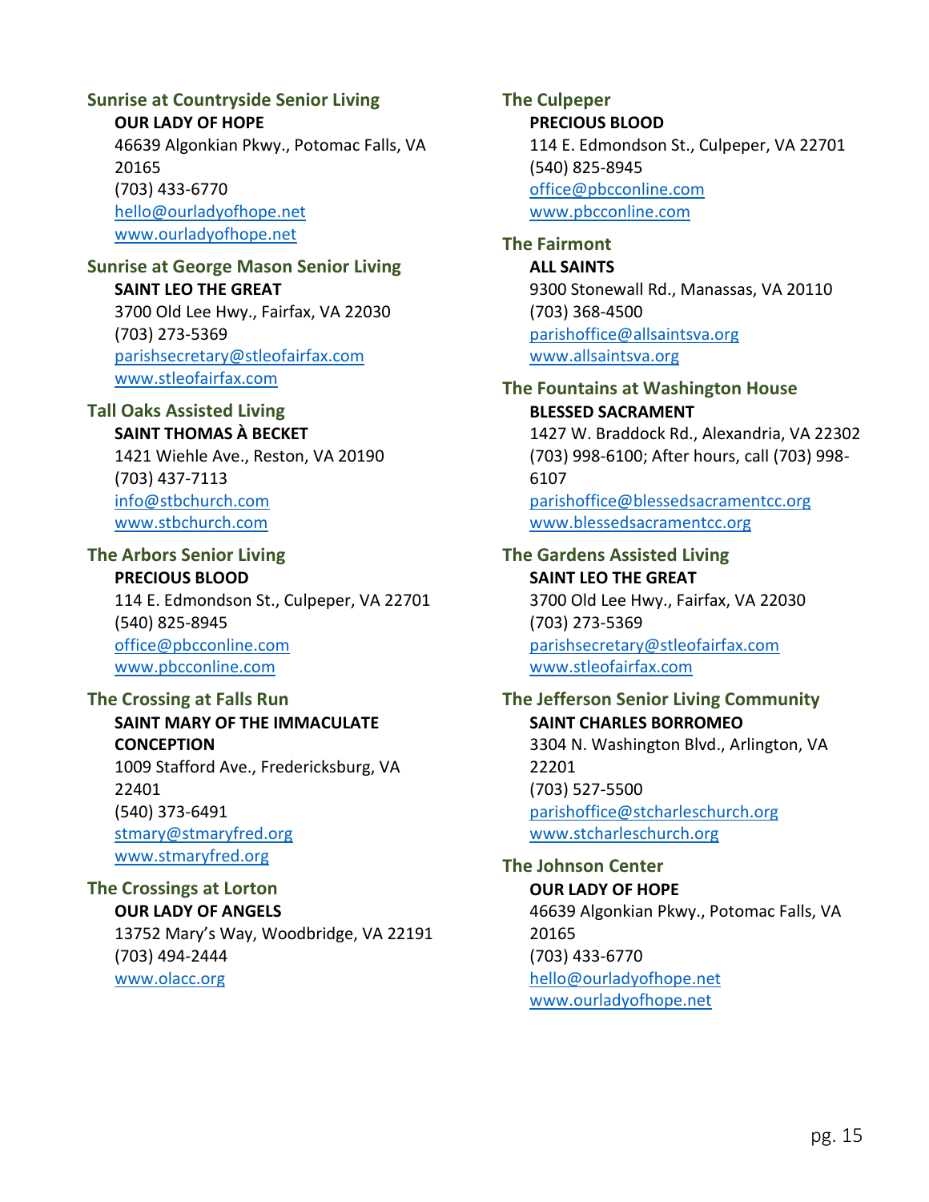### Sunrise at Countryside Senior Living

**OUR LADY OF HOPE**
46639 Algonkian Pkwy., Potomac Falls, VA 20165
(703) 433-6770
hello@ourladyofhope.net
www.ourladyofhope.net

### Sunrise at George Mason Senior Living

**SAINT LEO THE GREAT**
3700 Old Lee Hwy., Fairfax, VA 22030
(703) 273-5369
parishsecretary@stleofairfax.com
www.stleofairfax.com

### Tall Oaks Assisted Living

**SAINT THOMAS À BECKET**
1421 Wiehle Ave., Reston, VA 20190
(703) 437-7113
info@stbchurch.com
www.stbchurch.com

### The Arbors Senior Living

**PRECIOUS BLOOD**
114 E. Edmondson St., Culpeper, VA 22701
(540) 825-8945
office@pbcconline.com
www.pbcconline.com

### The Crossing at Falls Run

**SAINT MARY OF THE IMMACULATE CONCEPTION**
1009 Stafford Ave., Fredericksburg, VA 22401
(540) 373-6491
stmary@stmaryfred.org
www.stmaryfred.org

### The Crossings at Lorton

**OUR LADY OF ANGELS**
13752 Mary's Way, Woodbridge, VA 22191
(703) 494-2444
www.olacc.org

### The Culpeper

**PRECIOUS BLOOD**
114 E. Edmondson St., Culpeper, VA 22701
(540) 825-8945
office@pbcconline.com
www.pbcconline.com

### The Fairmont

**ALL SAINTS**
9300 Stonewall Rd., Manassas, VA 20110
(703) 368-4500
parishoffice@allsaintsva.org
www.allsaintsva.org

### The Fountains at Washington House

**BLESSED SACRAMENT**
1427 W. Braddock Rd., Alexandria, VA 22302
(703) 998-6100; After hours, call (703) 998-6107
parishoffice@blessedsacramentcc.org
www.blessedsacramentcc.org

### The Gardens Assisted Living

**SAINT LEO THE GREAT**
3700 Old Lee Hwy., Fairfax, VA 22030
(703) 273-5369
parishsecretary@stleofairfax.com
www.stleofairfax.com

### The Jefferson Senior Living Community

**SAINT CHARLES BORROMEO**
3304 N. Washington Blvd., Arlington, VA 22201
(703) 527-5500
parishoffice@stcharleschurch.org
www.stcharleschurch.org

### The Johnson Center

**OUR LADY OF HOPE**
46639 Algonkian Pkwy., Potomac Falls, VA 20165
(703) 433-6770
hello@ourladyofhope.net
www.ourladyofhope.net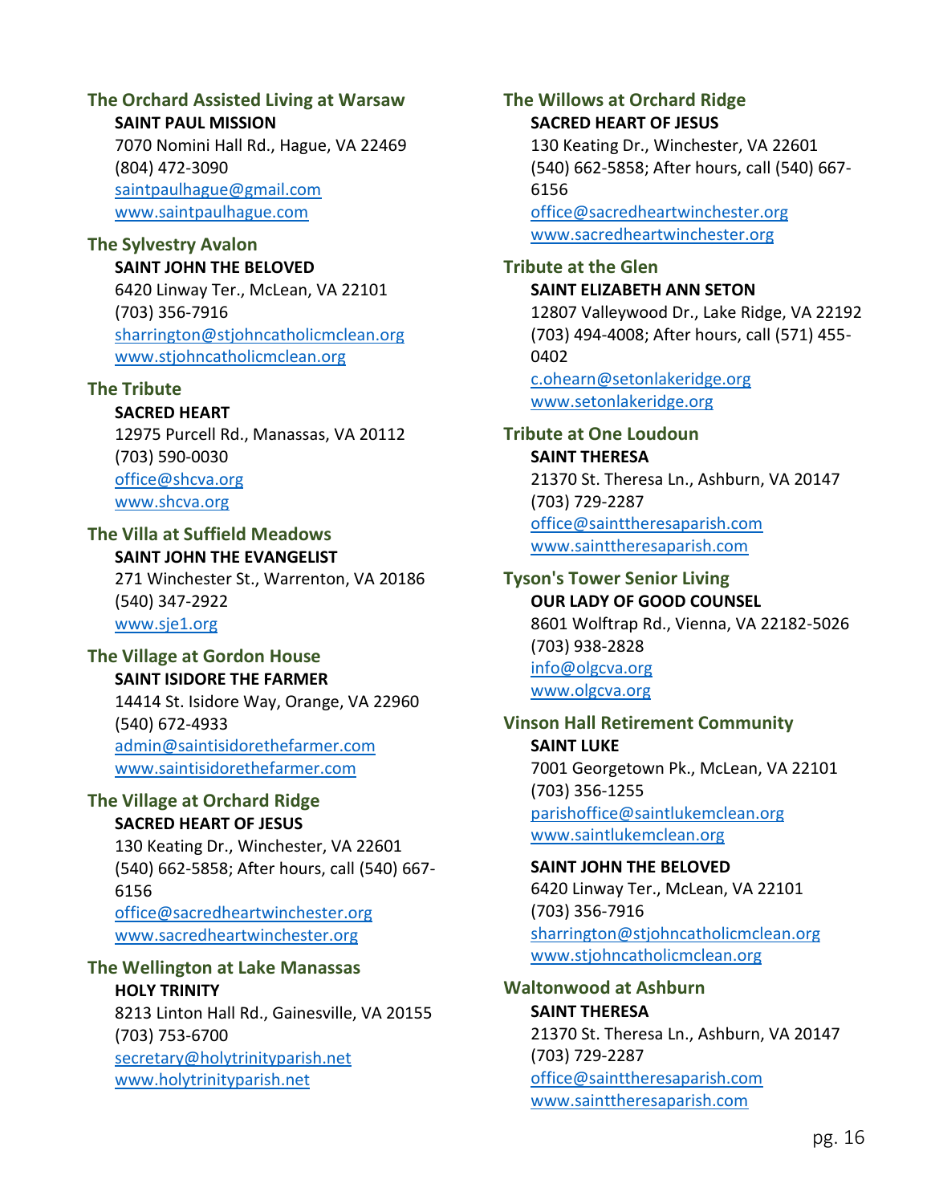### The Orchard Assisted Living at Warsaw

**SAINT PAUL MISSION**
7070 Nomini Hall Rd., Hague, VA 22469
(804) 472-3090
saintpaulhague@gmail.com
www.saintpaulhague.com

### The Sylvestry Avalon

**SAINT JOHN THE BELOVED**
6420 Linway Ter., McLean, VA 22101
(703) 356-7916
sharrington@stjohncatholicmclean.org
www.stjohncatholicmclean.org

### The Tribute

**SACRED HEART**
12975 Purcell Rd., Manassas, VA 20112
(703) 590-0030
office@shcva.org
www.shcva.org

### The Villa at Suffield Meadows

**SAINT JOHN THE EVANGELIST**
271 Winchester St., Warrenton, VA 20186
(540) 347-2922
www.sje1.org

### The Village at Gordon House

**SAINT ISIDORE THE FARMER**
14414 St. Isidore Way, Orange, VA 22960
(540) 672-4933
admin@saintisidorethefarmer.com
www.saintisidorethefarmer.com

### The Village at Orchard Ridge

**SACRED HEART OF JESUS**
130 Keating Dr., Winchester, VA 22601
(540) 662-5858; After hours, call (540) 667-6156
office@sacredheartwinchester.org
www.sacredheartwinchester.org

### The Wellington at Lake Manassas

**HOLY TRINITY**
8213 Linton Hall Rd., Gainesville, VA 20155
(703) 753-6700
secretary@holytrinityparish.net
www.holytrinityparish.net

### The Willows at Orchard Ridge

**SACRED HEART OF JESUS**
130 Keating Dr., Winchester, VA 22601
(540) 662-5858; After hours, call (540) 667-6156
office@sacredheartwinchester.org
www.sacredheartwinchester.org

### Tribute at the Glen

**SAINT ELIZABETH ANN SETON**
12807 Valleywood Dr., Lake Ridge, VA 22192
(703) 494-4008; After hours, call (571) 455-0402
c.ohearn@setonlakeridge.org
www.setonlakeridge.org

### Tribute at One Loudoun

**SAINT THERESA**
21370 St. Theresa Ln., Ashburn, VA 20147
(703) 729-2287
office@sainttheresaparish.com
www.sainttheresaparish.com

### Tyson's Tower Senior Living

**OUR LADY OF GOOD COUNSEL**
8601 Wolftrap Rd., Vienna, VA 22182-5026
(703) 938-2828
info@olgcva.org
www.olgcva.org

### Vinson Hall Retirement Community

**SAINT LUKE**
7001 Georgetown Pk., McLean, VA 22101
(703) 356-1255
parishoffice@saintlukemclean.org
www.saintlukemclean.org

**SAINT JOHN THE BELOVED**
6420 Linway Ter., McLean, VA 22101
(703) 356-7916
sharrington@stjohncatholicmclean.org
www.stjohncatholicmclean.org

### Waltonwood at Ashburn

**SAINT THERESA**
21370 St. Theresa Ln., Ashburn, VA 20147
(703) 729-2287
office@sainttheresaparish.com
www.sainttheresaparish.com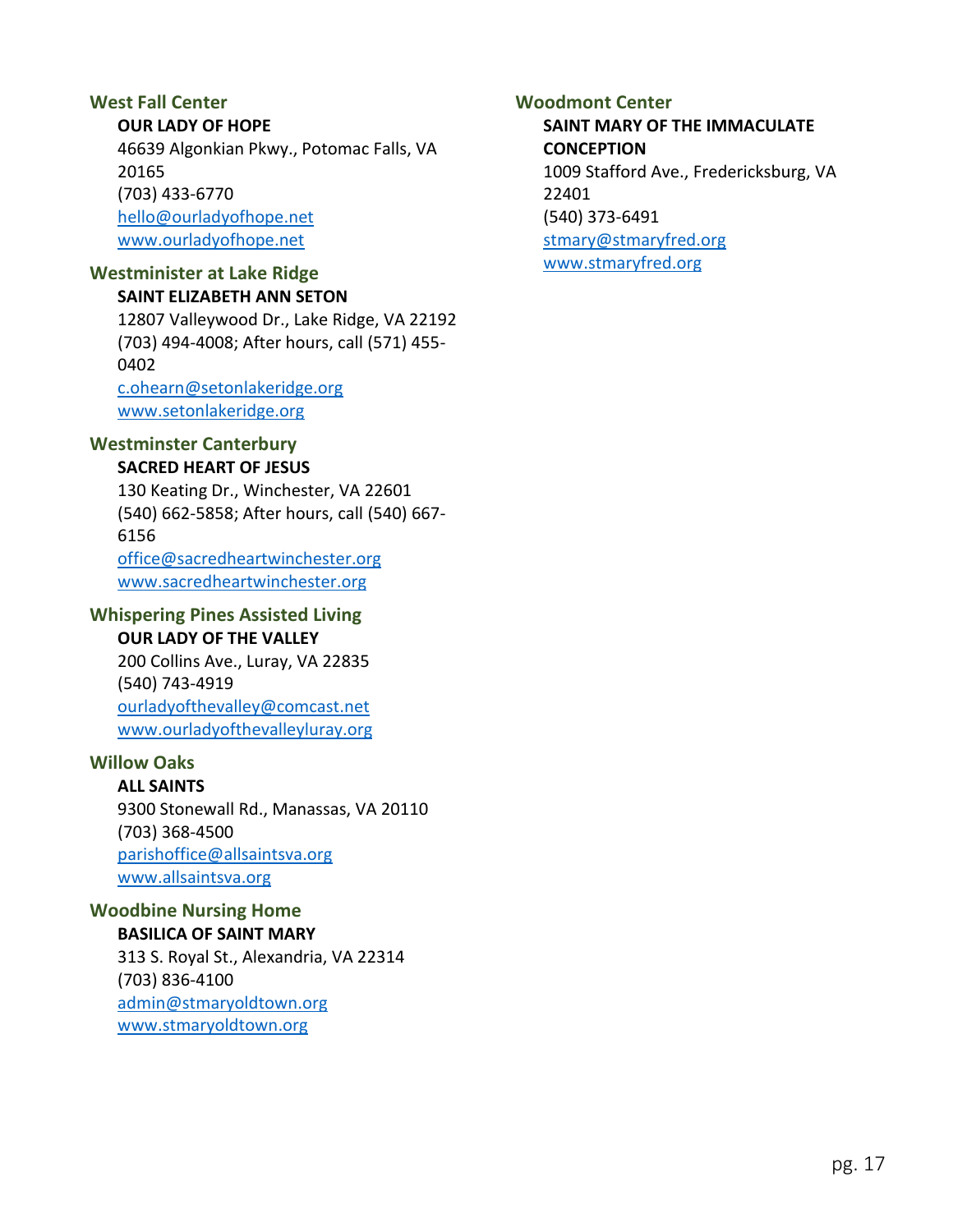### West Fall Center

**OUR LADY OF HOPE**
46639 Algonkian Pkwy., Potomac Falls, VA 20165
(703) 433-6770
hello@ourladyofhope.net
www.ourladyofhope.net

### Westminister at Lake Ridge

**SAINT ELIZABETH ANN SETON**
12807 Valleywood Dr., Lake Ridge, VA 22192
(703) 494-4008; After hours, call (571) 455-0402
c.ohearn@setonlakeridge.org
www.setonlakeridge.org

### Westminster Canterbury

**SACRED HEART OF JESUS**
130 Keating Dr., Winchester, VA 22601
(540) 662-5858; After hours, call (540) 667-6156
office@sacredheartwinchester.org
www.sacredheartwinchester.org

### Whispering Pines Assisted Living

**OUR LADY OF THE VALLEY**
200 Collins Ave., Luray, VA 22835
(540) 743-4919
ourladyofthevalley@comcast.net
www.ourladyofthevalleyluray.org

### Willow Oaks

**ALL SAINTS**
9300 Stonewall Rd., Manassas, VA 20110
(703) 368-4500
parishoffice@allsaintsva.org
www.allsaintsva.org

### Woodbine Nursing Home

**BASILICA OF SAINT MARY**
313 S. Royal St., Alexandria, VA 22314
(703) 836-4100
admin@stmaryoldtown.org
www.stmaryoldtown.org

### Woodmont Center

**SAINT MARY OF THE IMMACULATE CONCEPTION**
1009 Stafford Ave., Fredericksburg, VA 22401
(540) 373-6491
stmary@stmaryfred.org
www.stmaryfred.org